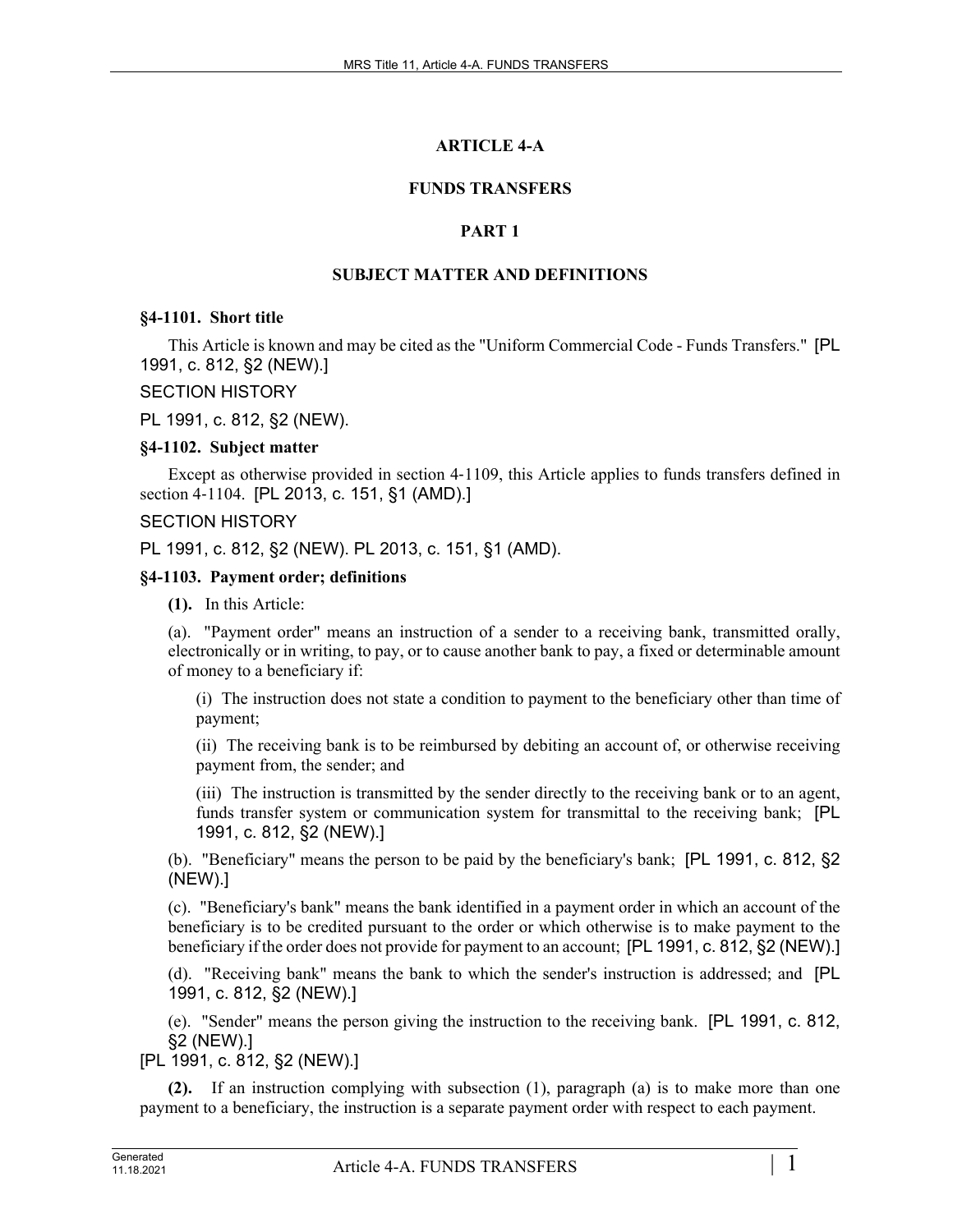# ARTICLE 4-A

# FUNDS TRANSFERS

## PART 1

## SUBJECT MATTER AND DEFINITIONS

### §4-1101. Short title

This Article is known and may be cited as the "Uniform Commercial Code - Funds Transfers." [PL 1991, c. 812, §2 (NEW).]

SECTION HISTORY

PL 1991, c. 812, §2 (NEW).

### §4-1102. Subject matter

Except as otherwise provided in section 4-1109, this Article applies to funds transfers defined in section 4-1104. [PL 2013, c. 151, §1 (AMD).]

SECTION HISTORY

PL 1991, c. 812, §2 (NEW). PL 2013, c. 151, §1 (AMD).

### §4-1103. Payment order; definitions

**(1).** In this Article:

(a). "Payment order" means an instruction of a sender to a receiving bank, transmitted orally, electronically or in writing, to pay, or to cause another bank to pay, a fixed or determinable amount of money to a beneficiary if:

(i) The instruction does not state a condition to payment to the beneficiary other than time of payment;

(ii) The receiving bank is to be reimbursed by debiting an account of, or otherwise receiving payment from, the sender; and

(iii) The instruction is transmitted by the sender directly to the receiving bank or to an agent, funds transfer system or communication system for transmittal to the receiving bank; [PL 1991, c. 812, §2 (NEW).]

(b). "Beneficiary" means the person to be paid by the beneficiary's bank; [PL 1991, c. 812, §2 (NEW).]

(c). "Beneficiary's bank" means the bank identified in a payment order in which an account of the beneficiary is to be credited pursuant to the order or which otherwise is to make payment to the beneficiary if the order does not provide for payment to an account; [PL 1991, c. 812, §2 (NEW).]

(d). "Receiving bank" means the bank to which the sender's instruction is addressed; and [PL 1991, c. 812, §2 (NEW).]

(e). "Sender" means the person giving the instruction to the receiving bank. [PL 1991, c. 812, §2 (NEW).]

[PL 1991, c. 812, §2 (NEW).]

**(2).** If an instruction complying with subsection (1), paragraph (a) is to make more than one payment to a beneficiary, the instruction is a separate payment order with respect to each payment.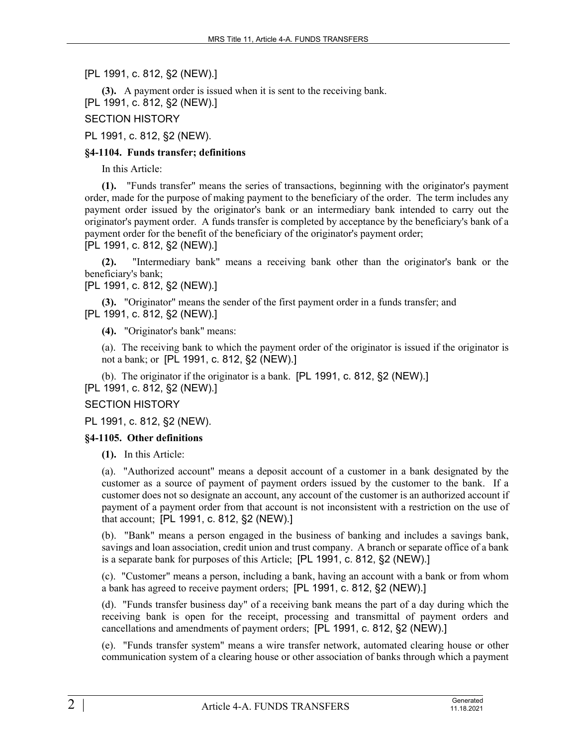[PL 1991, c. 812, §2 (NEW).]

**(3).** A payment order is issued when it is sent to the receiving bank.
[PL 1991, c. 812, §2 (NEW).]

SECTION HISTORY

PL 1991, c. 812, §2 (NEW).

### §4-1104. Funds transfer; definitions

In this Article:

**(1).** "Funds transfer" means the series of transactions, beginning with the originator's payment order, made for the purpose of making payment to the beneficiary of the order. The term includes any payment order issued by the originator's bank or an intermediary bank intended to carry out the originator's payment order. A funds transfer is completed by acceptance by the beneficiary's bank of a payment order for the benefit of the beneficiary of the originator's payment order;
[PL 1991, c. 812, §2 (NEW).]

**(2).** "Intermediary bank" means a receiving bank other than the originator's bank or the beneficiary's bank;
[PL 1991, c. 812, §2 (NEW).]

**(3).** "Originator" means the sender of the first payment order in a funds transfer; and
[PL 1991, c. 812, §2 (NEW).]

**(4).** "Originator's bank" means:

(a). The receiving bank to which the payment order of the originator is issued if the originator is not a bank; or [PL 1991, c. 812, §2 (NEW).]

(b). The originator if the originator is a bank. [PL 1991, c. 812, §2 (NEW).]
[PL 1991, c. 812, §2 (NEW).]

SECTION HISTORY

PL 1991, c. 812, §2 (NEW).

### §4-1105. Other definitions

**(1).** In this Article:

(a). "Authorized account" means a deposit account of a customer in a bank designated by the customer as a source of payment of payment orders issued by the customer to the bank. If a customer does not so designate an account, any account of the customer is an authorized account if payment of a payment order from that account is not inconsistent with a restriction on the use of that account; [PL 1991, c. 812, §2 (NEW).]

(b). "Bank" means a person engaged in the business of banking and includes a savings bank, savings and loan association, credit union and trust company. A branch or separate office of a bank is a separate bank for purposes of this Article; [PL 1991, c. 812, §2 (NEW).]

(c). "Customer" means a person, including a bank, having an account with a bank or from whom a bank has agreed to receive payment orders; [PL 1991, c. 812, §2 (NEW).]

(d). "Funds transfer business day" of a receiving bank means the part of a day during which the receiving bank is open for the receipt, processing and transmittal of payment orders and cancellations and amendments of payment orders; [PL 1991, c. 812, §2 (NEW).]

(e). "Funds transfer system" means a wire transfer network, automated clearing house or other communication system of a clearing house or other association of banks through which a payment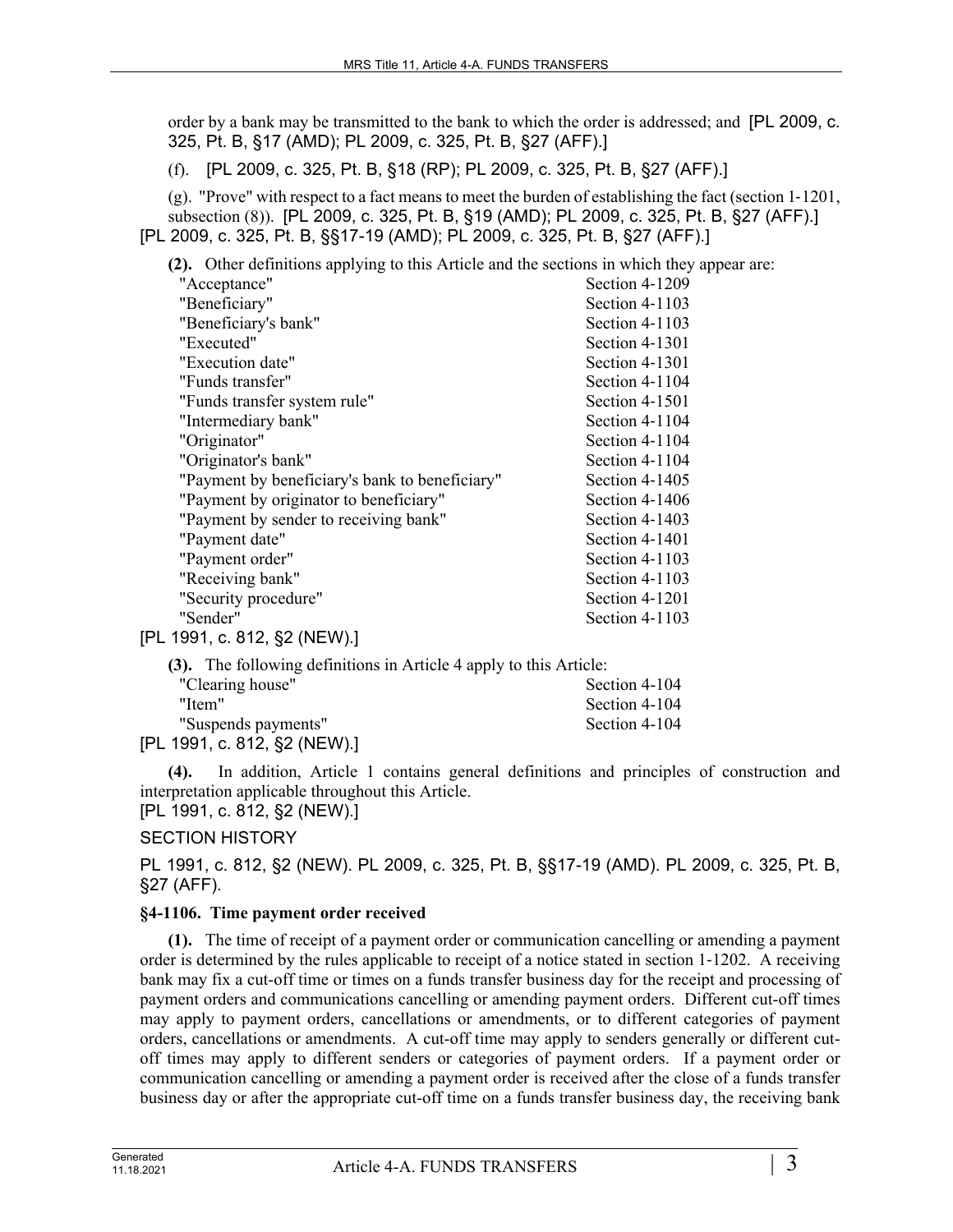order by a bank may be transmitted to the bank to which the order is addressed; and [PL 2009, c. 325, Pt. B, §17 (AMD); PL 2009, c. 325, Pt. B, §27 (AFF).]

(f). [PL 2009, c. 325, Pt. B, §18 (RP); PL 2009, c. 325, Pt. B, §27 (AFF).]

(g). "Prove" with respect to a fact means to meet the burden of establishing the fact (section 1-1201, subsection (8)). [PL 2009, c. 325, Pt. B, §19 (AMD); PL 2009, c. 325, Pt. B, §27 (AFF).]

[PL 2009, c. 325, Pt. B, §§17-19 (AMD); PL 2009, c. 325, Pt. B, §27 (AFF).]

**(2).** Other definitions applying to this Article and the sections in which they appear are:

| | |
|---|---|
| "Acceptance" | Section 4-1209 |
| "Beneficiary" | Section 4-1103 |
| "Beneficiary's bank" | Section 4-1103 |
| "Executed" | Section 4-1301 |
| "Execution date" | Section 4-1301 |
| "Funds transfer" | Section 4-1104 |
| "Funds transfer system rule" | Section 4-1501 |
| "Intermediary bank" | Section 4-1104 |
| "Originator" | Section 4-1104 |
| "Originator's bank" | Section 4-1104 |
| "Payment by beneficiary's bank to beneficiary" | Section 4-1405 |
| "Payment by originator to beneficiary" | Section 4-1406 |
| "Payment by sender to receiving bank" | Section 4-1403 |
| "Payment date" | Section 4-1401 |
| "Payment order" | Section 4-1103 |
| "Receiving bank" | Section 4-1103 |
| "Security procedure" | Section 4-1201 |
| "Sender" | Section 4-1103 |

[PL 1991, c. 812, §2 (NEW).]

**(3).** The following definitions in Article 4 apply to this Article:

| | |
|---|---|
| "Clearing house" | Section 4-104 |
| "Item" | Section 4-104 |
| "Suspends payments" | Section 4-104 |

[PL 1991, c. 812, §2 (NEW).]

**(4).** In addition, Article 1 contains general definitions and principles of construction and interpretation applicable throughout this Article.

[PL 1991, c. 812, §2 (NEW).]

SECTION HISTORY

PL 1991, c. 812, §2 (NEW). PL 2009, c. 325, Pt. B, §§17-19 (AMD). PL 2009, c. 325, Pt. B, §27 (AFF).

### §4-1106. Time payment order received

**(1).** The time of receipt of a payment order or communication cancelling or amending a payment order is determined by the rules applicable to receipt of a notice stated in section 1-1202. A receiving bank may fix a cut-off time or times on a funds transfer business day for the receipt and processing of payment orders and communications cancelling or amending payment orders. Different cut-off times may apply to payment orders, cancellations or amendments, or to different categories of payment orders, cancellations or amendments. A cut-off time may apply to senders generally or different cut-off times may apply to different senders or categories of payment orders. If a payment order or communication cancelling or amending a payment order is received after the close of a funds transfer business day or after the appropriate cut-off time on a funds transfer business day, the receiving bank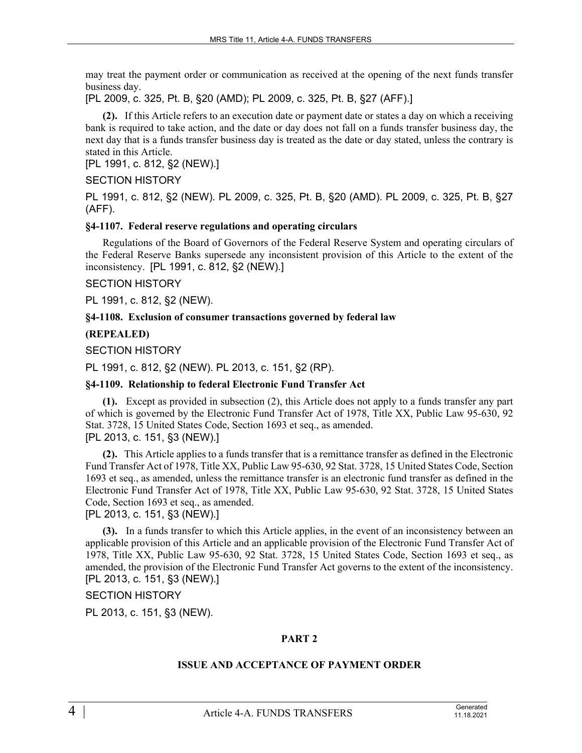may treat the payment order or communication as received at the opening of the next funds transfer business day.

[PL 2009, c. 325, Pt. B, §20 (AMD); PL 2009, c. 325, Pt. B, §27 (AFF).]

**(2).** If this Article refers to an execution date or payment date or states a day on which a receiving bank is required to take action, and the date or day does not fall on a funds transfer business day, the next day that is a funds transfer business day is treated as the date or day stated, unless the contrary is stated in this Article.

[PL 1991, c. 812, §2 (NEW).]

SECTION HISTORY

PL 1991, c. 812, §2 (NEW). PL 2009, c. 325, Pt. B, §20 (AMD). PL 2009, c. 325, Pt. B, §27 (AFF).

**§4-1107. Federal reserve regulations and operating circulars**

Regulations of the Board of Governors of the Federal Reserve System and operating circulars of the Federal Reserve Banks supersede any inconsistent provision of this Article to the extent of the inconsistency. [PL 1991, c. 812, §2 (NEW).]

SECTION HISTORY

PL 1991, c. 812, §2 (NEW).

**§4-1108. Exclusion of consumer transactions governed by federal law**

**(REPEALED)**

SECTION HISTORY

PL 1991, c. 812, §2 (NEW). PL 2013, c. 151, §2 (RP).

**§4-1109. Relationship to federal Electronic Fund Transfer Act**

**(1).** Except as provided in subsection (2), this Article does not apply to a funds transfer any part of which is governed by the Electronic Fund Transfer Act of 1978, Title XX, Public Law 95-630, 92 Stat. 3728, 15 United States Code, Section 1693 et seq., as amended.

[PL 2013, c. 151, §3 (NEW).]

**(2).** This Article applies to a funds transfer that is a remittance transfer as defined in the Electronic Fund Transfer Act of 1978, Title XX, Public Law 95-630, 92 Stat. 3728, 15 United States Code, Section 1693 et seq., as amended, unless the remittance transfer is an electronic fund transfer as defined in the Electronic Fund Transfer Act of 1978, Title XX, Public Law 95-630, 92 Stat. 3728, 15 United States Code, Section 1693 et seq., as amended.

[PL 2013, c. 151, §3 (NEW).]

**(3).** In a funds transfer to which this Article applies, in the event of an inconsistency between an applicable provision of this Article and an applicable provision of the Electronic Fund Transfer Act of 1978, Title XX, Public Law 95-630, 92 Stat. 3728, 15 United States Code, Section 1693 et seq., as amended, the provision of the Electronic Fund Transfer Act governs to the extent of the inconsistency.

[PL 2013, c. 151, §3 (NEW).]

SECTION HISTORY

PL 2013, c. 151, §3 (NEW).

## PART 2

## ISSUE AND ACCEPTANCE OF PAYMENT ORDER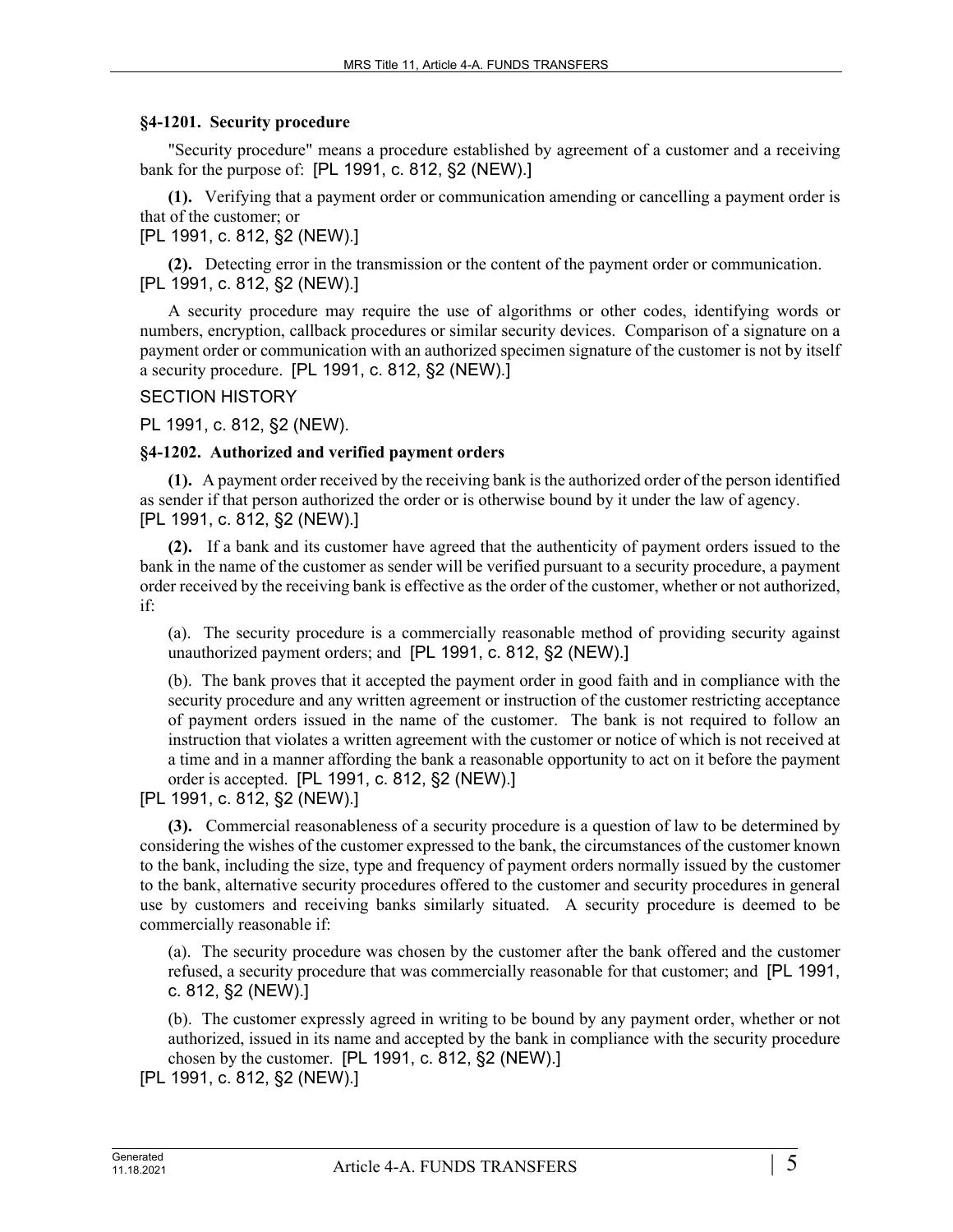### §4-1201. Security procedure

"Security procedure" means a procedure established by agreement of a customer and a receiving bank for the purpose of: [PL 1991, c. 812, §2 (NEW).]

**(1).** Verifying that a payment order or communication amending or cancelling a payment order is that of the customer; or

[PL 1991, c. 812, §2 (NEW).]

**(2).** Detecting error in the transmission or the content of the payment order or communication. [PL 1991, c. 812, §2 (NEW).]

A security procedure may require the use of algorithms or other codes, identifying words or numbers, encryption, callback procedures or similar security devices. Comparison of a signature on a payment order or communication with an authorized specimen signature of the customer is not by itself a security procedure. [PL 1991, c. 812, §2 (NEW).]

SECTION HISTORY

PL 1991, c. 812, §2 (NEW).

### §4-1202. Authorized and verified payment orders

**(1).** A payment order received by the receiving bank is the authorized order of the person identified as sender if that person authorized the order or is otherwise bound by it under the law of agency. [PL 1991, c. 812, §2 (NEW).]

**(2).** If a bank and its customer have agreed that the authenticity of payment orders issued to the bank in the name of the customer as sender will be verified pursuant to a security procedure, a payment order received by the receiving bank is effective as the order of the customer, whether or not authorized, if:

(a). The security procedure is a commercially reasonable method of providing security against unauthorized payment orders; and [PL 1991, c. 812, §2 (NEW).]

(b). The bank proves that it accepted the payment order in good faith and in compliance with the security procedure and any written agreement or instruction of the customer restricting acceptance of payment orders issued in the name of the customer. The bank is not required to follow an instruction that violates a written agreement with the customer or notice of which is not received at a time and in a manner affording the bank a reasonable opportunity to act on it before the payment order is accepted. [PL 1991, c. 812, §2 (NEW).]

[PL 1991, c. 812, §2 (NEW).]

**(3).** Commercial reasonableness of a security procedure is a question of law to be determined by considering the wishes of the customer expressed to the bank, the circumstances of the customer known to the bank, including the size, type and frequency of payment orders normally issued by the customer to the bank, alternative security procedures offered to the customer and security procedures in general use by customers and receiving banks similarly situated. A security procedure is deemed to be commercially reasonable if:

(a). The security procedure was chosen by the customer after the bank offered and the customer refused, a security procedure that was commercially reasonable for that customer; and [PL 1991, c. 812, §2 (NEW).]

(b). The customer expressly agreed in writing to be bound by any payment order, whether or not authorized, issued in its name and accepted by the bank in compliance with the security procedure chosen by the customer. [PL 1991, c. 812, §2 (NEW).]

[PL 1991, c. 812, §2 (NEW).]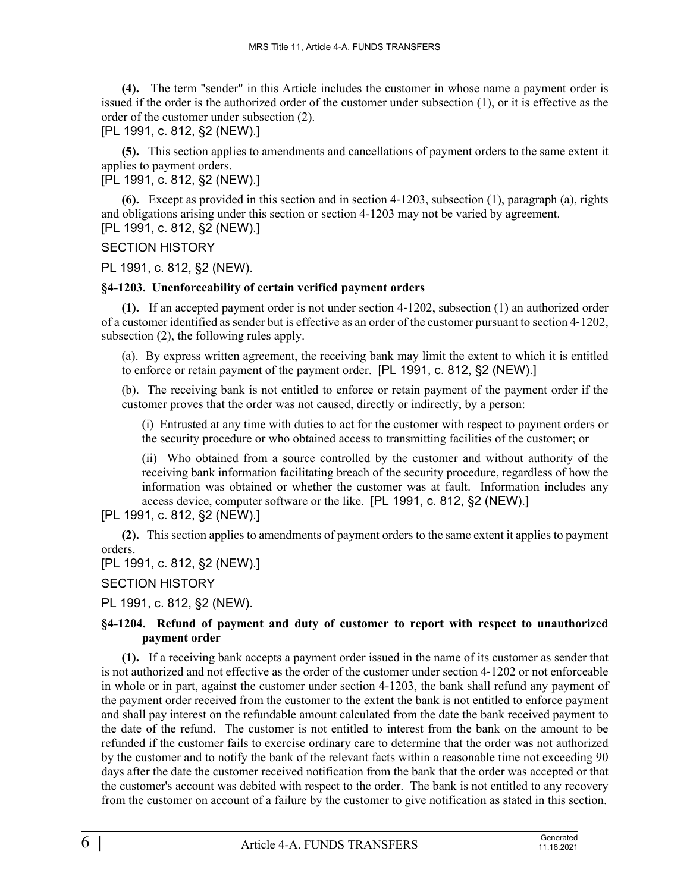**(4).** The term "sender" in this Article includes the customer in whose name a payment order is issued if the order is the authorized order of the customer under subsection (1), or it is effective as the order of the customer under subsection (2).
[PL 1991, c. 812, §2 (NEW).]

**(5).** This section applies to amendments and cancellations of payment orders to the same extent it applies to payment orders.
[PL 1991, c. 812, §2 (NEW).]

**(6).** Except as provided in this section and in section 4-1203, subsection (1), paragraph (a), rights and obligations arising under this section or section 4-1203 may not be varied by agreement.
[PL 1991, c. 812, §2 (NEW).]

SECTION HISTORY

PL 1991, c. 812, §2 (NEW).

### §4-1203. Unenforceability of certain verified payment orders

**(1).** If an accepted payment order is not under section 4-1202, subsection (1) an authorized order of a customer identified as sender but is effective as an order of the customer pursuant to section 4-1202, subsection (2), the following rules apply.

(a). By express written agreement, the receiving bank may limit the extent to which it is entitled to enforce or retain payment of the payment order. [PL 1991, c. 812, §2 (NEW).]

(b). The receiving bank is not entitled to enforce or retain payment of the payment order if the customer proves that the order was not caused, directly or indirectly, by a person:

(i) Entrusted at any time with duties to act for the customer with respect to payment orders or the security procedure or who obtained access to transmitting facilities of the customer; or

(ii) Who obtained from a source controlled by the customer and without authority of the receiving bank information facilitating breach of the security procedure, regardless of how the information was obtained or whether the customer was at fault. Information includes any access device, computer software or the like. [PL 1991, c. 812, §2 (NEW).]

[PL 1991, c. 812, §2 (NEW).]

**(2).** This section applies to amendments of payment orders to the same extent it applies to payment orders.
[PL 1991, c. 812, §2 (NEW).]

SECTION HISTORY

PL 1991, c. 812, §2 (NEW).

### §4-1204. Refund of payment and duty of customer to report with respect to unauthorized payment order

**(1).** If a receiving bank accepts a payment order issued in the name of its customer as sender that is not authorized and not effective as the order of the customer under section 4-1202 or not enforceable in whole or in part, against the customer under section 4-1203, the bank shall refund any payment of the payment order received from the customer to the extent the bank is not entitled to enforce payment and shall pay interest on the refundable amount calculated from the date the bank received payment to the date of the refund. The customer is not entitled to interest from the bank on the amount to be refunded if the customer fails to exercise ordinary care to determine that the order was not authorized by the customer and to notify the bank of the relevant facts within a reasonable time not exceeding 90 days after the date the customer received notification from the bank that the order was accepted or that the customer's account was debited with respect to the order. The bank is not entitled to any recovery from the customer on account of a failure by the customer to give notification as stated in this section.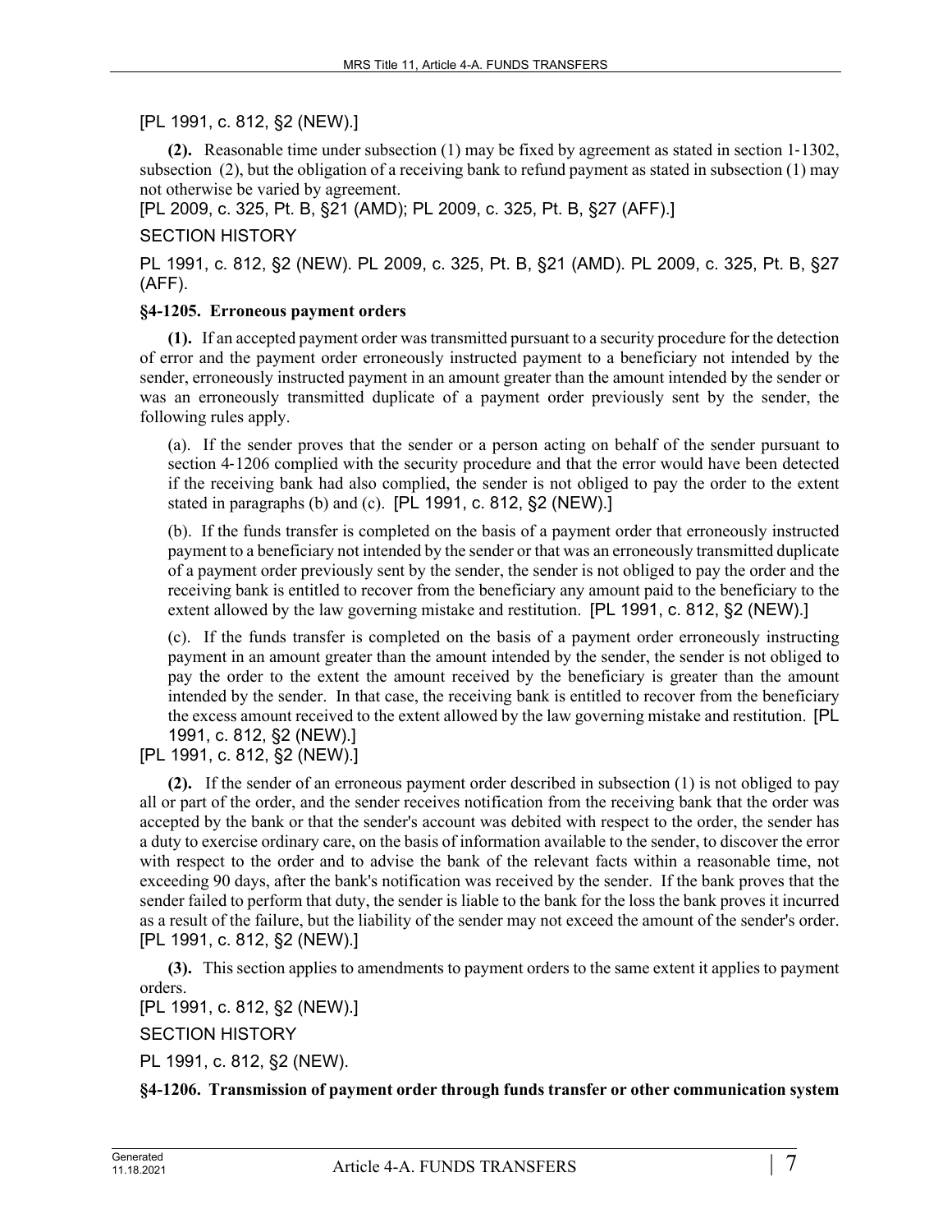[PL 1991, c. 812, §2 (NEW).]

**(2).** Reasonable time under subsection (1) may be fixed by agreement as stated in section 1-1302, subsection (2), but the obligation of a receiving bank to refund payment as stated in subsection (1) may not otherwise be varied by agreement.

[PL 2009, c. 325, Pt. B, §21 (AMD); PL 2009, c. 325, Pt. B, §27 (AFF).]

SECTION HISTORY

PL 1991, c. 812, §2 (NEW). PL 2009, c. 325, Pt. B, §21 (AMD). PL 2009, c. 325, Pt. B, §27 (AFF).

**§4-1205. Erroneous payment orders**

**(1).** If an accepted payment order was transmitted pursuant to a security procedure for the detection of error and the payment order erroneously instructed payment to a beneficiary not intended by the sender, erroneously instructed payment in an amount greater than the amount intended by the sender or was an erroneously transmitted duplicate of a payment order previously sent by the sender, the following rules apply.

(a). If the sender proves that the sender or a person acting on behalf of the sender pursuant to section 4-1206 complied with the security procedure and that the error would have been detected if the receiving bank had also complied, the sender is not obliged to pay the order to the extent stated in paragraphs (b) and (c). [PL 1991, c. 812, §2 (NEW).]

(b). If the funds transfer is completed on the basis of a payment order that erroneously instructed payment to a beneficiary not intended by the sender or that was an erroneously transmitted duplicate of a payment order previously sent by the sender, the sender is not obliged to pay the order and the receiving bank is entitled to recover from the beneficiary any amount paid to the beneficiary to the extent allowed by the law governing mistake and restitution. [PL 1991, c. 812, §2 (NEW).]

(c). If the funds transfer is completed on the basis of a payment order erroneously instructing payment in an amount greater than the amount intended by the sender, the sender is not obliged to pay the order to the extent the amount received by the beneficiary is greater than the amount intended by the sender. In that case, the receiving bank is entitled to recover from the beneficiary the excess amount received to the extent allowed by the law governing mistake and restitution. [PL 1991, c. 812, §2 (NEW).]

[PL 1991, c. 812, §2 (NEW).]

**(2).** If the sender of an erroneous payment order described in subsection (1) is not obliged to pay all or part of the order, and the sender receives notification from the receiving bank that the order was accepted by the bank or that the sender's account was debited with respect to the order, the sender has a duty to exercise ordinary care, on the basis of information available to the sender, to discover the error with respect to the order and to advise the bank of the relevant facts within a reasonable time, not exceeding 90 days, after the bank's notification was received by the sender. If the bank proves that the sender failed to perform that duty, the sender is liable to the bank for the loss the bank proves it incurred as a result of the failure, but the liability of the sender may not exceed the amount of the sender's order.

[PL 1991, c. 812, §2 (NEW).]

**(3).** This section applies to amendments to payment orders to the same extent it applies to payment orders.

[PL 1991, c. 812, §2 (NEW).]

SECTION HISTORY

PL 1991, c. 812, §2 (NEW).

**§4-1206. Transmission of payment order through funds transfer or other communication system**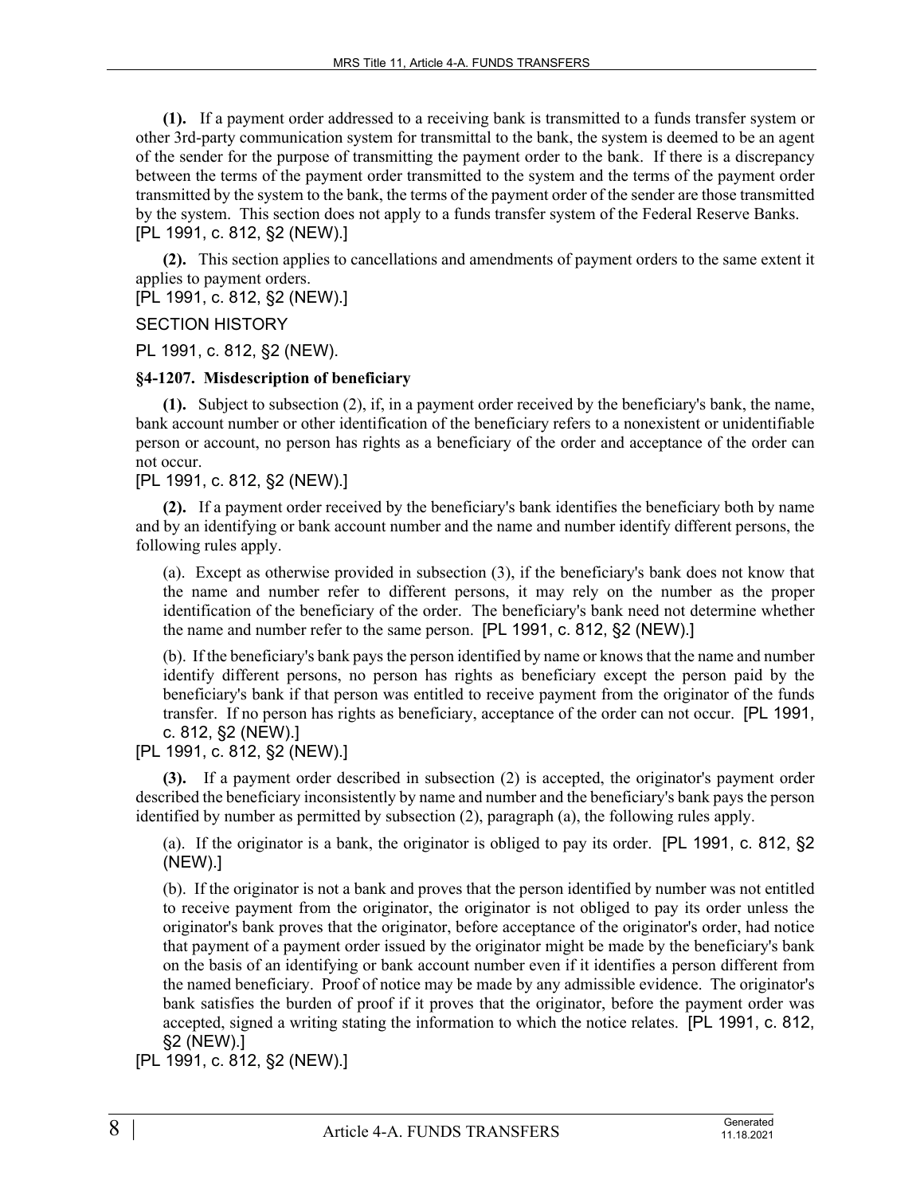**(1).** If a payment order addressed to a receiving bank is transmitted to a funds transfer system or other 3rd-party communication system for transmittal to the bank, the system is deemed to be an agent of the sender for the purpose of transmitting the payment order to the bank. If there is a discrepancy between the terms of the payment order transmitted to the system and the terms of the payment order transmitted by the system to the bank, the terms of the payment order of the sender are those transmitted by the system. This section does not apply to a funds transfer system of the Federal Reserve Banks.
[PL 1991, c. 812, §2 (NEW).]

**(2).** This section applies to cancellations and amendments of payment orders to the same extent it applies to payment orders.
[PL 1991, c. 812, §2 (NEW).]

SECTION HISTORY

PL 1991, c. 812, §2 (NEW).

### §4-1207. Misdescription of beneficiary

**(1).** Subject to subsection (2), if, in a payment order received by the beneficiary's bank, the name, bank account number or other identification of the beneficiary refers to a nonexistent or unidentifiable person or account, no person has rights as a beneficiary of the order and acceptance of the order can not occur.
[PL 1991, c. 812, §2 (NEW).]

**(2).** If a payment order received by the beneficiary's bank identifies the beneficiary both by name and by an identifying or bank account number and the name and number identify different persons, the following rules apply.

(a). Except as otherwise provided in subsection (3), if the beneficiary's bank does not know that the name and number refer to different persons, it may rely on the number as the proper identification of the beneficiary of the order. The beneficiary's bank need not determine whether the name and number refer to the same person. [PL 1991, c. 812, §2 (NEW).]

(b). If the beneficiary's bank pays the person identified by name or knows that the name and number identify different persons, no person has rights as beneficiary except the person paid by the beneficiary's bank if that person was entitled to receive payment from the originator of the funds transfer. If no person has rights as beneficiary, acceptance of the order can not occur. [PL 1991, c. 812, §2 (NEW).]

[PL 1991, c. 812, §2 (NEW).]

**(3).** If a payment order described in subsection (2) is accepted, the originator's payment order described the beneficiary inconsistently by name and number and the beneficiary's bank pays the person identified by number as permitted by subsection (2), paragraph (a), the following rules apply.

(a). If the originator is a bank, the originator is obliged to pay its order. [PL 1991, c. 812, §2 (NEW).]

(b). If the originator is not a bank and proves that the person identified by number was not entitled to receive payment from the originator, the originator is not obliged to pay its order unless the originator's bank proves that the originator, before acceptance of the originator's order, had notice that payment of a payment order issued by the originator might be made by the beneficiary's bank on the basis of an identifying or bank account number even if it identifies a person different from the named beneficiary. Proof of notice may be made by any admissible evidence. The originator's bank satisfies the burden of proof if it proves that the originator, before the payment order was accepted, signed a writing stating the information to which the notice relates. [PL 1991, c. 812, §2 (NEW).]

[PL 1991, c. 812, §2 (NEW).]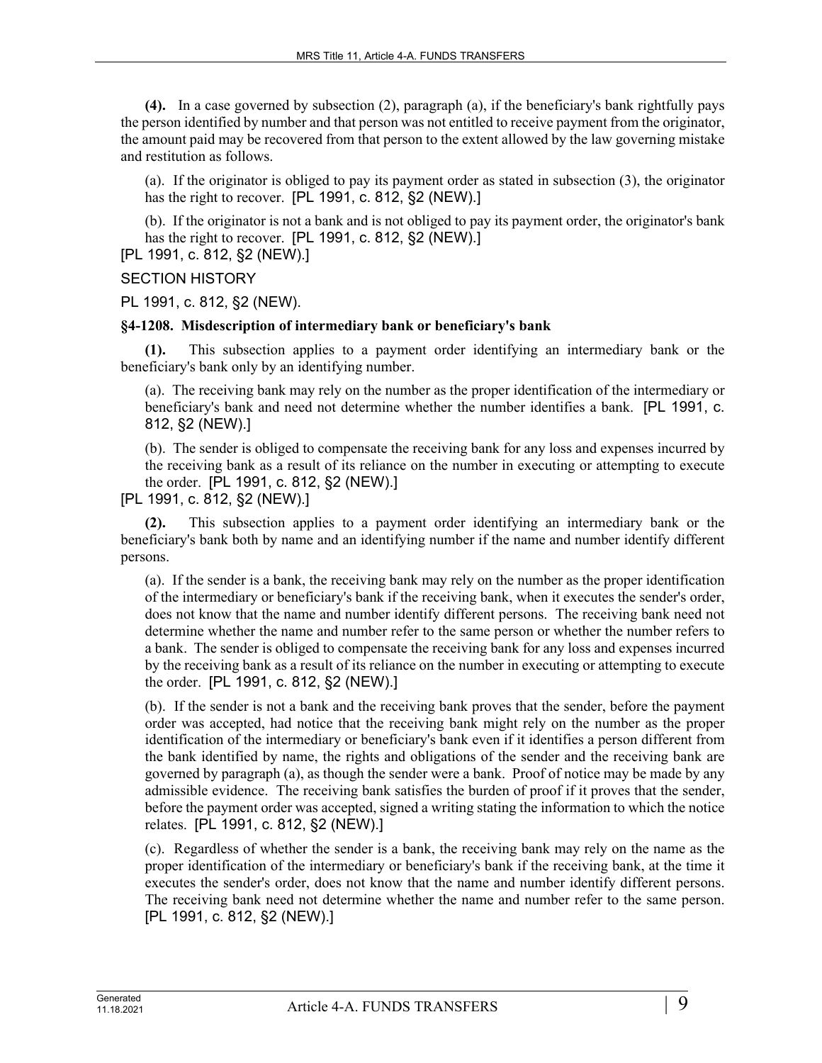**(4).** In a case governed by subsection (2), paragraph (a), if the beneficiary's bank rightfully pays the person identified by number and that person was not entitled to receive payment from the originator, the amount paid may be recovered from that person to the extent allowed by the law governing mistake and restitution as follows.

(a). If the originator is obliged to pay its payment order as stated in subsection (3), the originator has the right to recover. [PL 1991, c. 812, §2 (NEW).]

(b). If the originator is not a bank and is not obliged to pay its payment order, the originator's bank has the right to recover. [PL 1991, c. 812, §2 (NEW).]

[PL 1991, c. 812, §2 (NEW).]

SECTION HISTORY

PL 1991, c. 812, §2 (NEW).

### §4-1208. Misdescription of intermediary bank or beneficiary's bank

**(1).** This subsection applies to a payment order identifying an intermediary bank or the beneficiary's bank only by an identifying number.

(a). The receiving bank may rely on the number as the proper identification of the intermediary or beneficiary's bank and need not determine whether the number identifies a bank. [PL 1991, c. 812, §2 (NEW).]

(b). The sender is obliged to compensate the receiving bank for any loss and expenses incurred by the receiving bank as a result of its reliance on the number in executing or attempting to execute the order. [PL 1991, c. 812, §2 (NEW).]

[PL 1991, c. 812, §2 (NEW).]

**(2).** This subsection applies to a payment order identifying an intermediary bank or the beneficiary's bank both by name and an identifying number if the name and number identify different persons.

(a). If the sender is a bank, the receiving bank may rely on the number as the proper identification of the intermediary or beneficiary's bank if the receiving bank, when it executes the sender's order, does not know that the name and number identify different persons. The receiving bank need not determine whether the name and number refer to the same person or whether the number refers to a bank. The sender is obliged to compensate the receiving bank for any loss and expenses incurred by the receiving bank as a result of its reliance on the number in executing or attempting to execute the order. [PL 1991, c. 812, §2 (NEW).]

(b). If the sender is not a bank and the receiving bank proves that the sender, before the payment order was accepted, had notice that the receiving bank might rely on the number as the proper identification of the intermediary or beneficiary's bank even if it identifies a person different from the bank identified by name, the rights and obligations of the sender and the receiving bank are governed by paragraph (a), as though the sender were a bank. Proof of notice may be made by any admissible evidence. The receiving bank satisfies the burden of proof if it proves that the sender, before the payment order was accepted, signed a writing stating the information to which the notice relates. [PL 1991, c. 812, §2 (NEW).]

(c). Regardless of whether the sender is a bank, the receiving bank may rely on the name as the proper identification of the intermediary or beneficiary's bank if the receiving bank, at the time it executes the sender's order, does not know that the name and number identify different persons. The receiving bank need not determine whether the name and number refer to the same person. [PL 1991, c. 812, §2 (NEW).]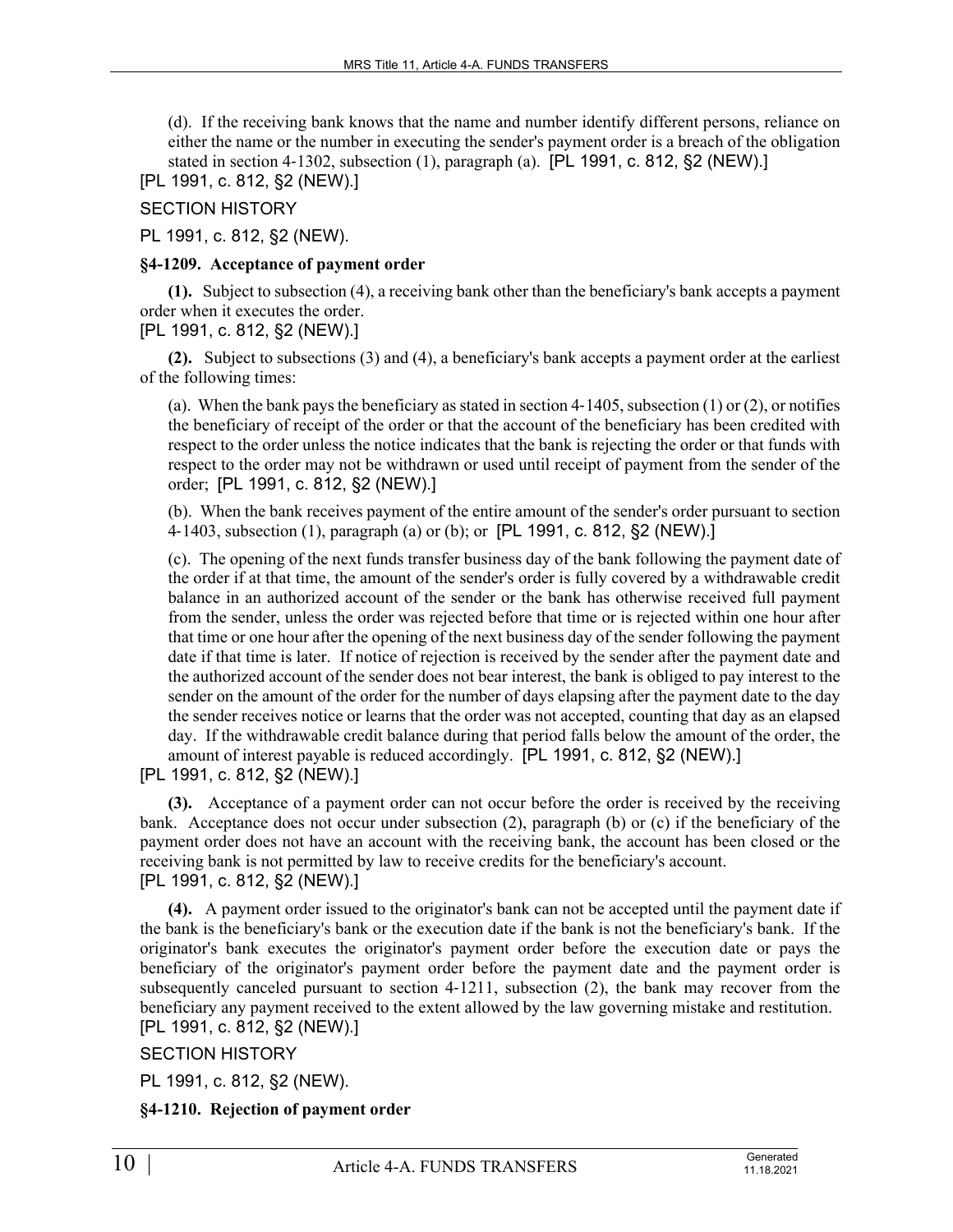(d). If the receiving bank knows that the name and number identify different persons, reliance on either the name or the number in executing the sender's payment order is a breach of the obligation stated in section 4-1302, subsection (1), paragraph (a). [PL 1991, c. 812, §2 (NEW).]

[PL 1991, c. 812, §2 (NEW).]

SECTION HISTORY

PL 1991, c. 812, §2 (NEW).

**§4-1209. Acceptance of payment order**

**(1).** Subject to subsection (4), a receiving bank other than the beneficiary's bank accepts a payment order when it executes the order.

[PL 1991, c. 812, §2 (NEW).]

**(2).** Subject to subsections (3) and (4), a beneficiary's bank accepts a payment order at the earliest of the following times:

(a). When the bank pays the beneficiary as stated in section 4-1405, subsection (1) or (2), or notifies the beneficiary of receipt of the order or that the account of the beneficiary has been credited with respect to the order unless the notice indicates that the bank is rejecting the order or that funds with respect to the order may not be withdrawn or used until receipt of payment from the sender of the order; [PL 1991, c. 812, §2 (NEW).]

(b). When the bank receives payment of the entire amount of the sender's order pursuant to section 4-1403, subsection (1), paragraph (a) or (b); or [PL 1991, c. 812, §2 (NEW).]

(c). The opening of the next funds transfer business day of the bank following the payment date of the order if at that time, the amount of the sender's order is fully covered by a withdrawable credit balance in an authorized account of the sender or the bank has otherwise received full payment from the sender, unless the order was rejected before that time or is rejected within one hour after that time or one hour after the opening of the next business day of the sender following the payment date if that time is later. If notice of rejection is received by the sender after the payment date and the authorized account of the sender does not bear interest, the bank is obliged to pay interest to the sender on the amount of the order for the number of days elapsing after the payment date to the day the sender receives notice or learns that the order was not accepted, counting that day as an elapsed day. If the withdrawable credit balance during that period falls below the amount of the order, the amount of interest payable is reduced accordingly. [PL 1991, c. 812, §2 (NEW).]

[PL 1991, c. 812, §2 (NEW).]

**(3).** Acceptance of a payment order can not occur before the order is received by the receiving bank. Acceptance does not occur under subsection (2), paragraph (b) or (c) if the beneficiary of the payment order does not have an account with the receiving bank, the account has been closed or the receiving bank is not permitted by law to receive credits for the beneficiary's account.

[PL 1991, c. 812, §2 (NEW).]

**(4).** A payment order issued to the originator's bank can not be accepted until the payment date if the bank is the beneficiary's bank or the execution date if the bank is not the beneficiary's bank. If the originator's bank executes the originator's payment order before the execution date or pays the beneficiary of the originator's payment order before the payment date and the payment order is subsequently canceled pursuant to section 4-1211, subsection (2), the bank may recover from the beneficiary any payment received to the extent allowed by the law governing mistake and restitution.

[PL 1991, c. 812, §2 (NEW).]

SECTION HISTORY

PL 1991, c. 812, §2 (NEW).

**§4-1210. Rejection of payment order**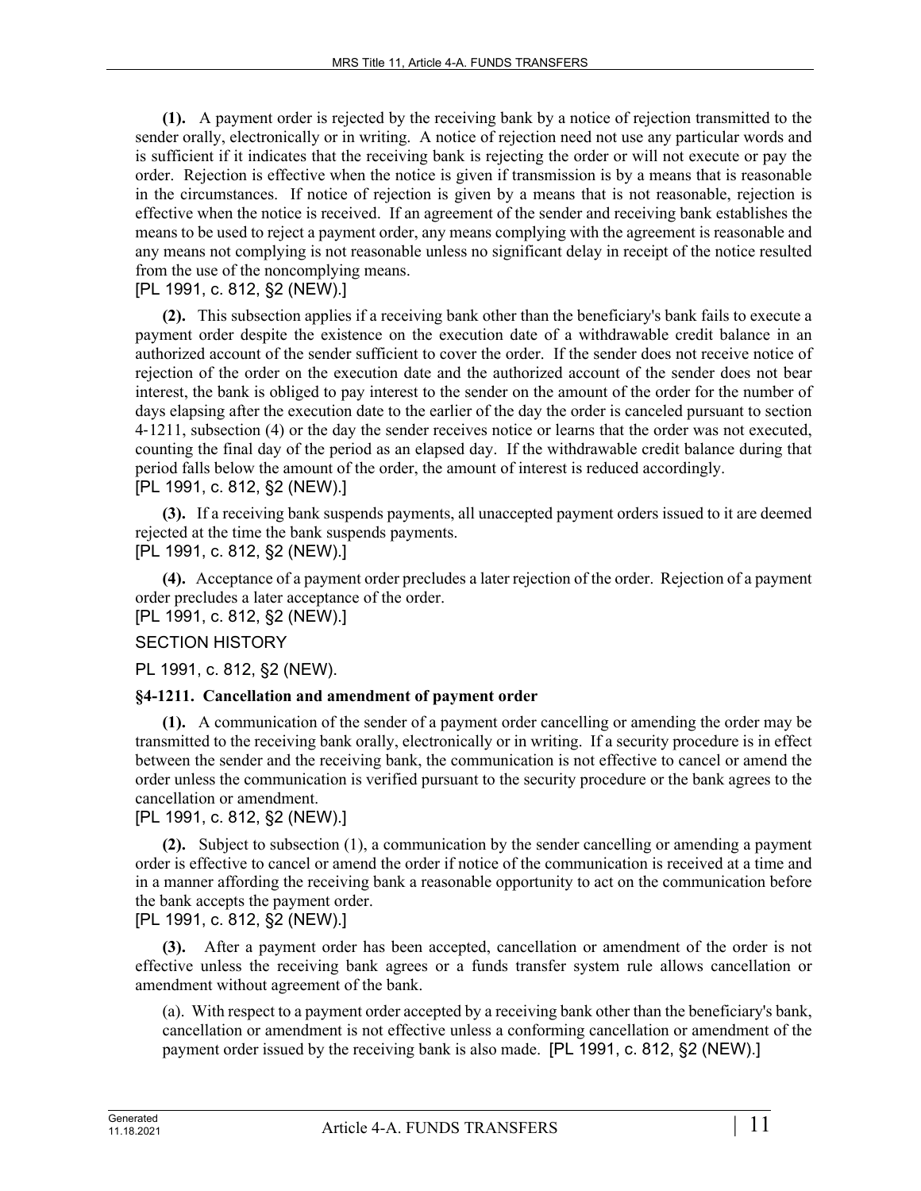**(1).** A payment order is rejected by the receiving bank by a notice of rejection transmitted to the sender orally, electronically or in writing. A notice of rejection need not use any particular words and is sufficient if it indicates that the receiving bank is rejecting the order or will not execute or pay the order. Rejection is effective when the notice is given if transmission is by a means that is reasonable in the circumstances. If notice of rejection is given by a means that is not reasonable, rejection is effective when the notice is received. If an agreement of the sender and receiving bank establishes the means to be used to reject a payment order, any means complying with the agreement is reasonable and any means not complying is not reasonable unless no significant delay in receipt of the notice resulted from the use of the noncomplying means.

[PL 1991, c. 812, §2 (NEW).]

**(2).** This subsection applies if a receiving bank other than the beneficiary's bank fails to execute a payment order despite the existence on the execution date of a withdrawable credit balance in an authorized account of the sender sufficient to cover the order. If the sender does not receive notice of rejection of the order on the execution date and the authorized account of the sender does not bear interest, the bank is obliged to pay interest to the sender on the amount of the order for the number of days elapsing after the execution date to the earlier of the day the order is canceled pursuant to section 4-1211, subsection (4) or the day the sender receives notice or learns that the order was not executed, counting the final day of the period as an elapsed day. If the withdrawable credit balance during that period falls below the amount of the order, the amount of interest is reduced accordingly.

[PL 1991, c. 812, §2 (NEW).]

**(3).** If a receiving bank suspends payments, all unaccepted payment orders issued to it are deemed rejected at the time the bank suspends payments.

[PL 1991, c. 812, §2 (NEW).]

**(4).** Acceptance of a payment order precludes a later rejection of the order. Rejection of a payment order precludes a later acceptance of the order.

[PL 1991, c. 812, §2 (NEW).]

SECTION HISTORY

PL 1991, c. 812, §2 (NEW).

### §4-1211. Cancellation and amendment of payment order

**(1).** A communication of the sender of a payment order cancelling or amending the order may be transmitted to the receiving bank orally, electronically or in writing. If a security procedure is in effect between the sender and the receiving bank, the communication is not effective to cancel or amend the order unless the communication is verified pursuant to the security procedure or the bank agrees to the cancellation or amendment.

[PL 1991, c. 812, §2 (NEW).]

**(2).** Subject to subsection (1), a communication by the sender cancelling or amending a payment order is effective to cancel or amend the order if notice of the communication is received at a time and in a manner affording the receiving bank a reasonable opportunity to act on the communication before the bank accepts the payment order.

[PL 1991, c. 812, §2 (NEW).]

**(3).** After a payment order has been accepted, cancellation or amendment of the order is not effective unless the receiving bank agrees or a funds transfer system rule allows cancellation or amendment without agreement of the bank.

(a). With respect to a payment order accepted by a receiving bank other than the beneficiary's bank, cancellation or amendment is not effective unless a conforming cancellation or amendment of the payment order issued by the receiving bank is also made. [PL 1991, c. 812, §2 (NEW).]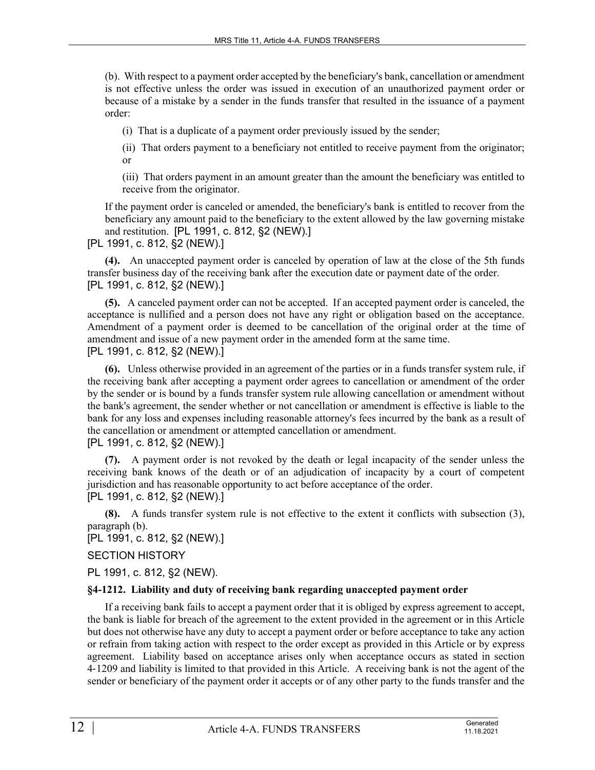(b). With respect to a payment order accepted by the beneficiary's bank, cancellation or amendment is not effective unless the order was issued in execution of an unauthorized payment order or because of a mistake by a sender in the funds transfer that resulted in the issuance of a payment order:

(i) That is a duplicate of a payment order previously issued by the sender;

(ii) That orders payment to a beneficiary not entitled to receive payment from the originator; or

(iii) That orders payment in an amount greater than the amount the beneficiary was entitled to receive from the originator.

If the payment order is canceled or amended, the beneficiary's bank is entitled to recover from the beneficiary any amount paid to the beneficiary to the extent allowed by the law governing mistake and restitution. [PL 1991, c. 812, §2 (NEW).]

[PL 1991, c. 812, §2 (NEW).]

**(4).** An unaccepted payment order is canceled by operation of law at the close of the 5th funds transfer business day of the receiving bank after the execution date or payment date of the order.
[PL 1991, c. 812, §2 (NEW).]

**(5).** A canceled payment order can not be accepted. If an accepted payment order is canceled, the acceptance is nullified and a person does not have any right or obligation based on the acceptance. Amendment of a payment order is deemed to be cancellation of the original order at the time of amendment and issue of a new payment order in the amended form at the same time.
[PL 1991, c. 812, §2 (NEW).]

**(6).** Unless otherwise provided in an agreement of the parties or in a funds transfer system rule, if the receiving bank after accepting a payment order agrees to cancellation or amendment of the order by the sender or is bound by a funds transfer system rule allowing cancellation or amendment without the bank's agreement, the sender whether or not cancellation or amendment is effective is liable to the bank for any loss and expenses including reasonable attorney's fees incurred by the bank as a result of the cancellation or amendment or attempted cancellation or amendment.
[PL 1991, c. 812, §2 (NEW).]

**(7).** A payment order is not revoked by the death or legal incapacity of the sender unless the receiving bank knows of the death or of an adjudication of incapacity by a court of competent jurisdiction and has reasonable opportunity to act before acceptance of the order.
[PL 1991, c. 812, §2 (NEW).]

**(8).** A funds transfer system rule is not effective to the extent it conflicts with subsection (3), paragraph (b).
[PL 1991, c. 812, §2 (NEW).]

SECTION HISTORY

PL 1991, c. 812, §2 (NEW).

**§4-1212. Liability and duty of receiving bank regarding unaccepted payment order**

If a receiving bank fails to accept a payment order that it is obliged by express agreement to accept, the bank is liable for breach of the agreement to the extent provided in the agreement or in this Article but does not otherwise have any duty to accept a payment order or before acceptance to take any action or refrain from taking action with respect to the order except as provided in this Article or by express agreement. Liability based on acceptance arises only when acceptance occurs as stated in section 4-1209 and liability is limited to that provided in this Article. A receiving bank is not the agent of the sender or beneficiary of the payment order it accepts or of any other party to the funds transfer and the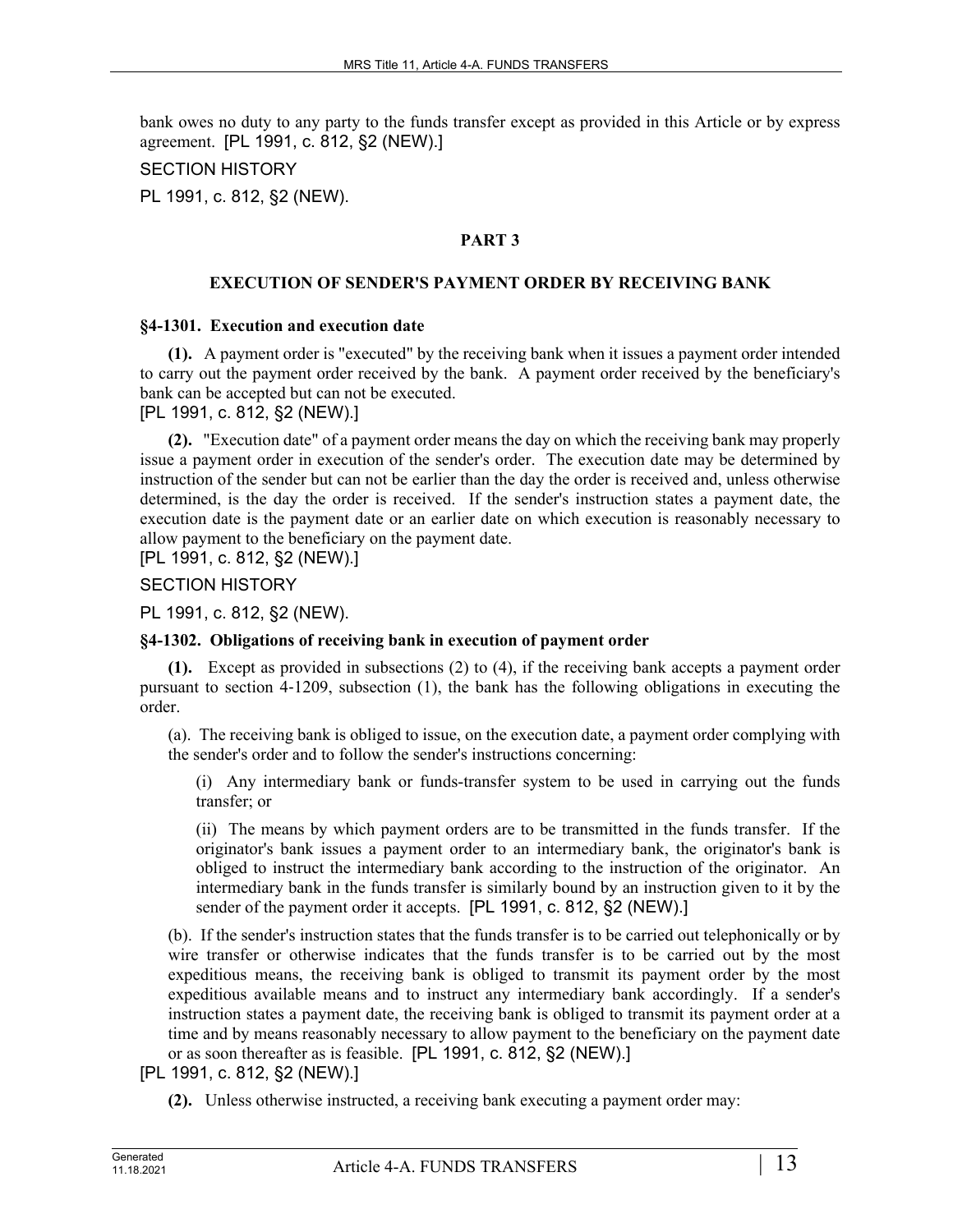bank owes no duty to any party to the funds transfer except as provided in this Article or by express agreement. [PL 1991, c. 812, §2 (NEW).]

SECTION HISTORY

PL 1991, c. 812, §2 (NEW).

## PART 3

## EXECUTION OF SENDER'S PAYMENT ORDER BY RECEIVING BANK

### §4-1301. Execution and execution date

**(1).** A payment order is "executed" by the receiving bank when it issues a payment order intended to carry out the payment order received by the bank. A payment order received by the beneficiary's bank can be accepted but can not be executed.

[PL 1991, c. 812, §2 (NEW).]

**(2).** "Execution date" of a payment order means the day on which the receiving bank may properly issue a payment order in execution of the sender's order. The execution date may be determined by instruction of the sender but can not be earlier than the day the order is received and, unless otherwise determined, is the day the order is received. If the sender's instruction states a payment date, the execution date is the payment date or an earlier date on which execution is reasonably necessary to allow payment to the beneficiary on the payment date.

[PL 1991, c. 812, §2 (NEW).]

SECTION HISTORY

PL 1991, c. 812, §2 (NEW).

### §4-1302. Obligations of receiving bank in execution of payment order

**(1).** Except as provided in subsections (2) to (4), if the receiving bank accepts a payment order pursuant to section 4-1209, subsection (1), the bank has the following obligations in executing the order.

(a). The receiving bank is obliged to issue, on the execution date, a payment order complying with the sender's order and to follow the sender's instructions concerning:

(i) Any intermediary bank or funds-transfer system to be used in carrying out the funds transfer; or

(ii) The means by which payment orders are to be transmitted in the funds transfer. If the originator's bank issues a payment order to an intermediary bank, the originator's bank is obliged to instruct the intermediary bank according to the instruction of the originator. An intermediary bank in the funds transfer is similarly bound by an instruction given to it by the sender of the payment order it accepts. [PL 1991, c. 812, §2 (NEW).]

(b). If the sender's instruction states that the funds transfer is to be carried out telephonically or by wire transfer or otherwise indicates that the funds transfer is to be carried out by the most expeditious means, the receiving bank is obliged to transmit its payment order by the most expeditious available means and to instruct any intermediary bank accordingly. If a sender's instruction states a payment date, the receiving bank is obliged to transmit its payment order at a time and by means reasonably necessary to allow payment to the beneficiary on the payment date or as soon thereafter as is feasible. [PL 1991, c. 812, §2 (NEW).]

[PL 1991, c. 812, §2 (NEW).]

**(2).** Unless otherwise instructed, a receiving bank executing a payment order may: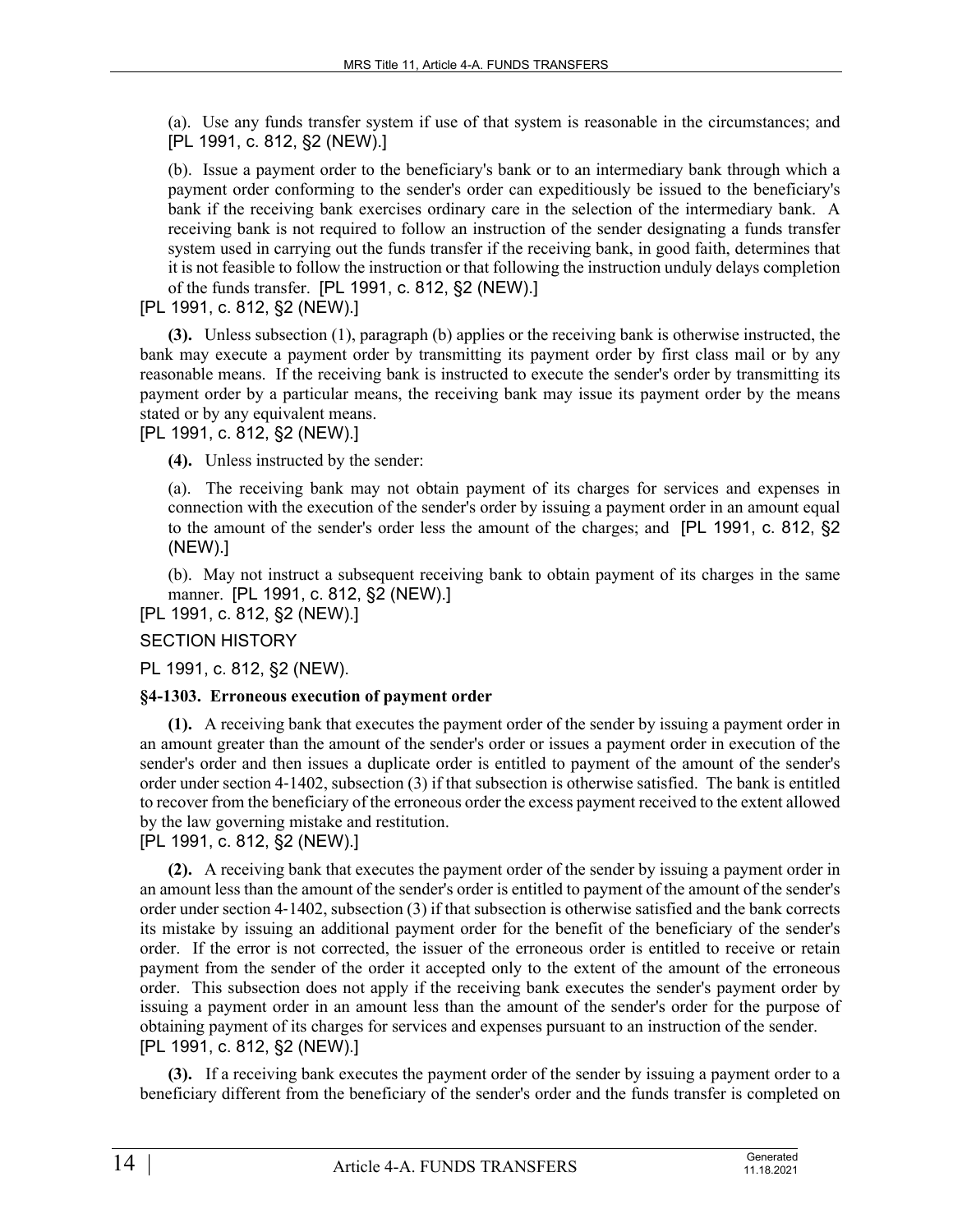(a). Use any funds transfer system if use of that system is reasonable in the circumstances; and [PL 1991, c. 812, §2 (NEW).]

(b). Issue a payment order to the beneficiary's bank or to an intermediary bank through which a payment order conforming to the sender's order can expeditiously be issued to the beneficiary's bank if the receiving bank exercises ordinary care in the selection of the intermediary bank. A receiving bank is not required to follow an instruction of the sender designating a funds transfer system used in carrying out the funds transfer if the receiving bank, in good faith, determines that it is not feasible to follow the instruction or that following the instruction unduly delays completion of the funds transfer. [PL 1991, c. 812, §2 (NEW).]

[PL 1991, c. 812, §2 (NEW).]

**(3).** Unless subsection (1), paragraph (b) applies or the receiving bank is otherwise instructed, the bank may execute a payment order by transmitting its payment order by first class mail or by any reasonable means. If the receiving bank is instructed to execute the sender's order by transmitting its payment order by a particular means, the receiving bank may issue its payment order by the means stated or by any equivalent means.

[PL 1991, c. 812, §2 (NEW).]

**(4).** Unless instructed by the sender:

(a). The receiving bank may not obtain payment of its charges for services and expenses in connection with the execution of the sender's order by issuing a payment order in an amount equal to the amount of the sender's order less the amount of the charges; and [PL 1991, c. 812, §2 (NEW).]

(b). May not instruct a subsequent receiving bank to obtain payment of its charges in the same manner. [PL 1991, c. 812, §2 (NEW).]

[PL 1991, c. 812, §2 (NEW).]

SECTION HISTORY

PL 1991, c. 812, §2 (NEW).

**§4-1303. Erroneous execution of payment order**

**(1).** A receiving bank that executes the payment order of the sender by issuing a payment order in an amount greater than the amount of the sender's order or issues a payment order in execution of the sender's order and then issues a duplicate order is entitled to payment of the amount of the sender's order under section 4-1402, subsection (3) if that subsection is otherwise satisfied. The bank is entitled to recover from the beneficiary of the erroneous order the excess payment received to the extent allowed by the law governing mistake and restitution.

[PL 1991, c. 812, §2 (NEW).]

**(2).** A receiving bank that executes the payment order of the sender by issuing a payment order in an amount less than the amount of the sender's order is entitled to payment of the amount of the sender's order under section 4-1402, subsection (3) if that subsection is otherwise satisfied and the bank corrects its mistake by issuing an additional payment order for the benefit of the beneficiary of the sender's order. If the error is not corrected, the issuer of the erroneous order is entitled to receive or retain payment from the sender of the order it accepted only to the extent of the amount of the erroneous order. This subsection does not apply if the receiving bank executes the sender's payment order by issuing a payment order in an amount less than the amount of the sender's order for the purpose of obtaining payment of its charges for services and expenses pursuant to an instruction of the sender.

[PL 1991, c. 812, §2 (NEW).]

**(3).** If a receiving bank executes the payment order of the sender by issuing a payment order to a beneficiary different from the beneficiary of the sender's order and the funds transfer is completed on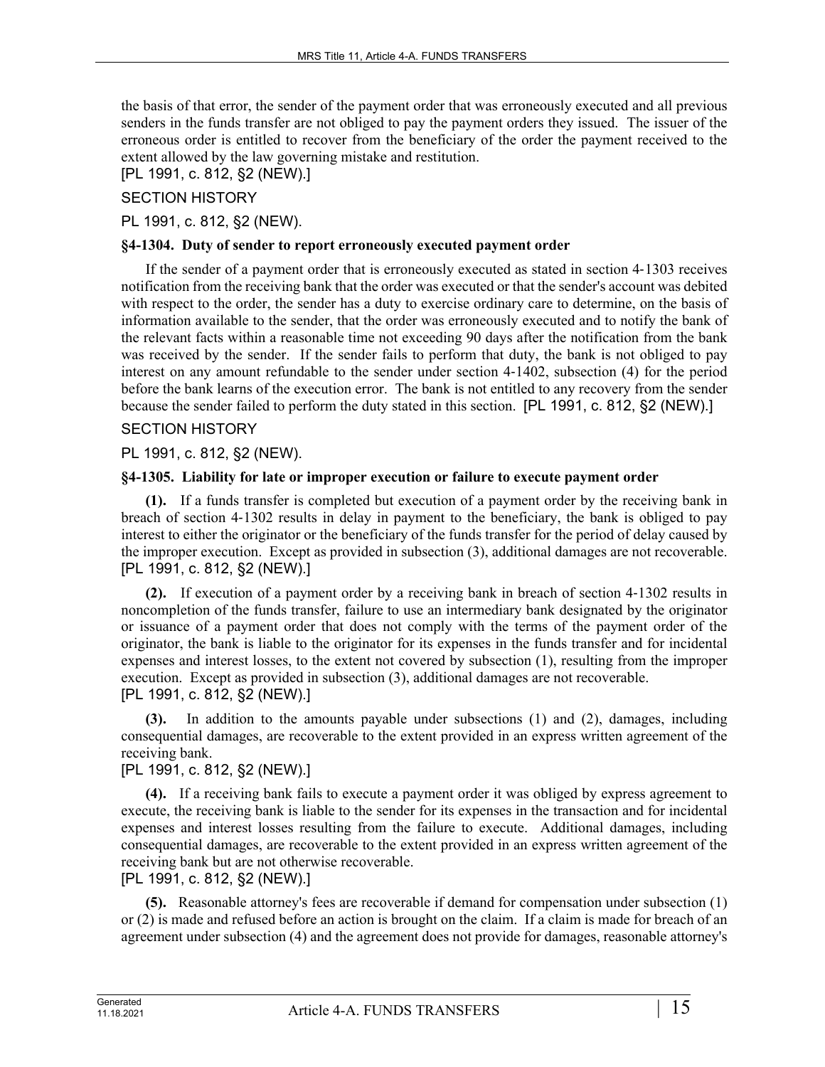the basis of that error, the sender of the payment order that was erroneously executed and all previous senders in the funds transfer are not obliged to pay the payment orders they issued. The issuer of the erroneous order is entitled to recover from the beneficiary of the order the payment received to the extent allowed by the law governing mistake and restitution.
[PL 1991, c. 812, §2 (NEW).]

SECTION HISTORY

PL 1991, c. 812, §2 (NEW).

**§4-1304. Duty of sender to report erroneously executed payment order**

If the sender of a payment order that is erroneously executed as stated in section 4‑1303 receives notification from the receiving bank that the order was executed or that the sender's account was debited with respect to the order, the sender has a duty to exercise ordinary care to determine, on the basis of information available to the sender, that the order was erroneously executed and to notify the bank of the relevant facts within a reasonable time not exceeding 90 days after the notification from the bank was received by the sender. If the sender fails to perform that duty, the bank is not obliged to pay interest on any amount refundable to the sender under section 4‑1402, subsection (4) for the period before the bank learns of the execution error. The bank is not entitled to any recovery from the sender because the sender failed to perform the duty stated in this section. [PL 1991, c. 812, §2 (NEW).]

SECTION HISTORY

PL 1991, c. 812, §2 (NEW).

**§4-1305. Liability for late or improper execution or failure to execute payment order**

**(1).** If a funds transfer is completed but execution of a payment order by the receiving bank in breach of section 4‑1302 results in delay in payment to the beneficiary, the bank is obliged to pay interest to either the originator or the beneficiary of the funds transfer for the period of delay caused by the improper execution. Except as provided in subsection (3), additional damages are not recoverable.
[PL 1991, c. 812, §2 (NEW).]

**(2).** If execution of a payment order by a receiving bank in breach of section 4‑1302 results in noncompletion of the funds transfer, failure to use an intermediary bank designated by the originator or issuance of a payment order that does not comply with the terms of the payment order of the originator, the bank is liable to the originator for its expenses in the funds transfer and for incidental expenses and interest losses, to the extent not covered by subsection (1), resulting from the improper execution. Except as provided in subsection (3), additional damages are not recoverable.
[PL 1991, c. 812, §2 (NEW).]

**(3).** In addition to the amounts payable under subsections (1) and (2), damages, including consequential damages, are recoverable to the extent provided in an express written agreement of the receiving bank.
[PL 1991, c. 812, §2 (NEW).]

**(4).** If a receiving bank fails to execute a payment order it was obliged by express agreement to execute, the receiving bank is liable to the sender for its expenses in the transaction and for incidental expenses and interest losses resulting from the failure to execute. Additional damages, including consequential damages, are recoverable to the extent provided in an express written agreement of the receiving bank but are not otherwise recoverable.
[PL 1991, c. 812, §2 (NEW).]

**(5).** Reasonable attorney's fees are recoverable if demand for compensation under subsection (1) or (2) is made and refused before an action is brought on the claim. If a claim is made for breach of an agreement under subsection (4) and the agreement does not provide for damages, reasonable attorney's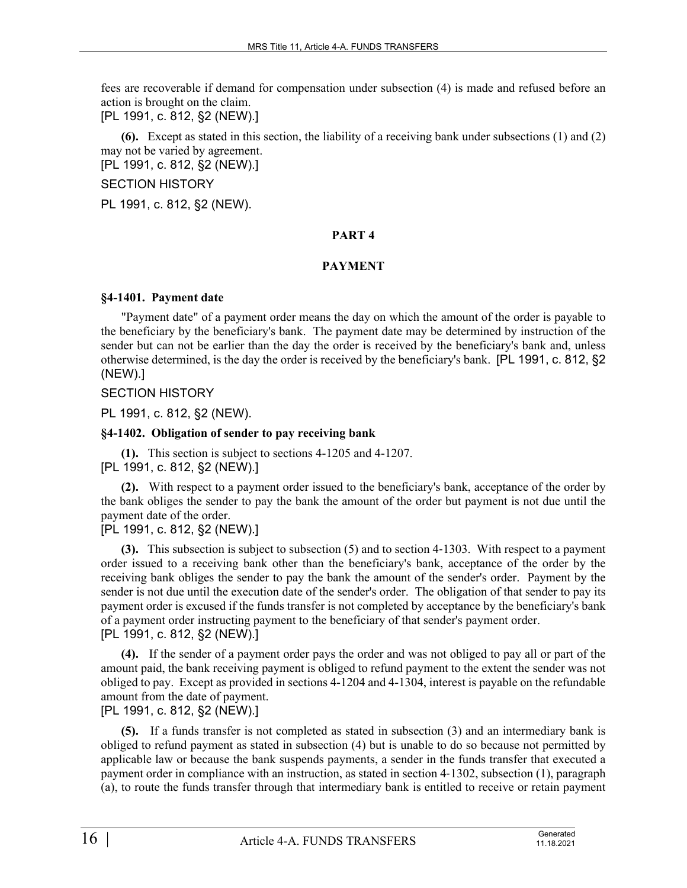fees are recoverable if demand for compensation under subsection (4) is made and refused before an action is brought on the claim.

[PL 1991, c. 812, §2 (NEW).]

**(6).** Except as stated in this section, the liability of a receiving bank under subsections (1) and (2) may not be varied by agreement.

[PL 1991, c. 812, §2 (NEW).]

SECTION HISTORY

PL 1991, c. 812, §2 (NEW).

## PART 4

## PAYMENT

### §4-1401. Payment date

"Payment date" of a payment order means the day on which the amount of the order is payable to the beneficiary by the beneficiary's bank. The payment date may be determined by instruction of the sender but can not be earlier than the day the order is received by the beneficiary's bank and, unless otherwise determined, is the day the order is received by the beneficiary's bank. [PL 1991, c. 812, §2 (NEW).]

SECTION HISTORY

PL 1991, c. 812, §2 (NEW).

### §4-1402. Obligation of sender to pay receiving bank

**(1).** This section is subject to sections 4-1205 and 4-1207.

[PL 1991, c. 812, §2 (NEW).]

**(2).** With respect to a payment order issued to the beneficiary's bank, acceptance of the order by the bank obliges the sender to pay the bank the amount of the order but payment is not due until the payment date of the order.

[PL 1991, c. 812, §2 (NEW).]

**(3).** This subsection is subject to subsection (5) and to section 4-1303. With respect to a payment order issued to a receiving bank other than the beneficiary's bank, acceptance of the order by the receiving bank obliges the sender to pay the bank the amount of the sender's order. Payment by the sender is not due until the execution date of the sender's order. The obligation of that sender to pay its payment order is excused if the funds transfer is not completed by acceptance by the beneficiary's bank of a payment order instructing payment to the beneficiary of that sender's payment order.

[PL 1991, c. 812, §2 (NEW).]

**(4).** If the sender of a payment order pays the order and was not obliged to pay all or part of the amount paid, the bank receiving payment is obliged to refund payment to the extent the sender was not obliged to pay. Except as provided in sections 4-1204 and 4-1304, interest is payable on the refundable amount from the date of payment.

[PL 1991, c. 812, §2 (NEW).]

**(5).** If a funds transfer is not completed as stated in subsection (3) and an intermediary bank is obliged to refund payment as stated in subsection (4) but is unable to do so because not permitted by applicable law or because the bank suspends payments, a sender in the funds transfer that executed a payment order in compliance with an instruction, as stated in section 4-1302, subsection (1), paragraph (a), to route the funds transfer through that intermediary bank is entitled to receive or retain payment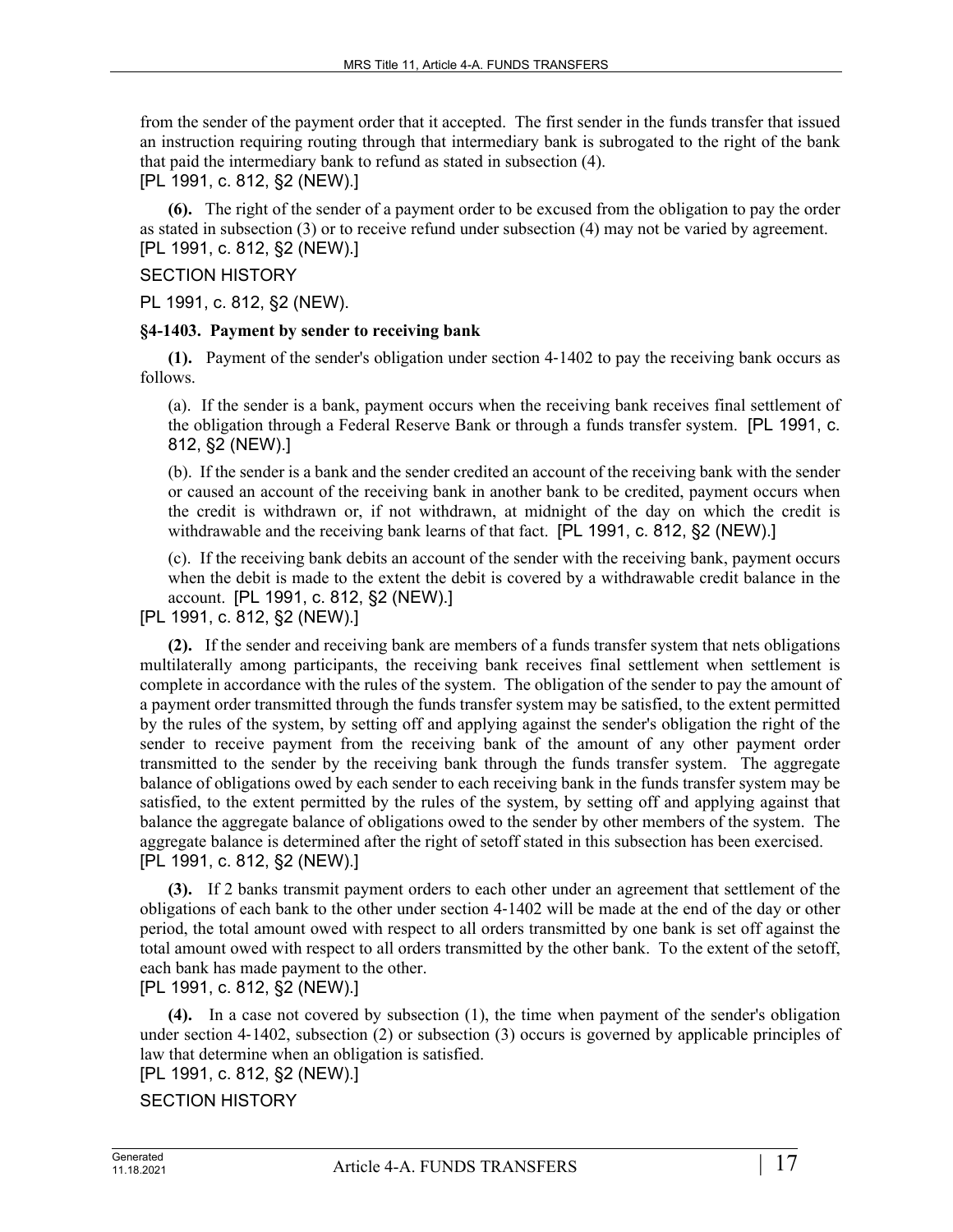from the sender of the payment order that it accepted. The first sender in the funds transfer that issued an instruction requiring routing through that intermediary bank is subrogated to the right of the bank that paid the intermediary bank to refund as stated in subsection (4).
[PL 1991, c. 812, §2 (NEW).]

**(6).** The right of the sender of a payment order to be excused from the obligation to pay the order as stated in subsection (3) or to receive refund under subsection (4) may not be varied by agreement.
[PL 1991, c. 812, §2 (NEW).]

SECTION HISTORY

PL 1991, c. 812, §2 (NEW).

**§4-1403. Payment by sender to receiving bank**

**(1).** Payment of the sender's obligation under section 4‑1402 to pay the receiving bank occurs as follows.

(a). If the sender is a bank, payment occurs when the receiving bank receives final settlement of the obligation through a Federal Reserve Bank or through a funds transfer system. [PL 1991, c. 812, §2 (NEW).]

(b). If the sender is a bank and the sender credited an account of the receiving bank with the sender or caused an account of the receiving bank in another bank to be credited, payment occurs when the credit is withdrawn or, if not withdrawn, at midnight of the day on which the credit is withdrawable and the receiving bank learns of that fact. [PL 1991, c. 812, §2 (NEW).]

(c). If the receiving bank debits an account of the sender with the receiving bank, payment occurs when the debit is made to the extent the debit is covered by a withdrawable credit balance in the account. [PL 1991, c. 812, §2 (NEW).]

[PL 1991, c. 812, §2 (NEW).]

**(2).** If the sender and receiving bank are members of a funds transfer system that nets obligations multilaterally among participants, the receiving bank receives final settlement when settlement is complete in accordance with the rules of the system. The obligation of the sender to pay the amount of a payment order transmitted through the funds transfer system may be satisfied, to the extent permitted by the rules of the system, by setting off and applying against the sender's obligation the right of the sender to receive payment from the receiving bank of the amount of any other payment order transmitted to the sender by the receiving bank through the funds transfer system. The aggregate balance of obligations owed by each sender to each receiving bank in the funds transfer system may be satisfied, to the extent permitted by the rules of the system, by setting off and applying against that balance the aggregate balance of obligations owed to the sender by other members of the system. The aggregate balance is determined after the right of setoff stated in this subsection has been exercised.
[PL 1991, c. 812, §2 (NEW).]

**(3).** If 2 banks transmit payment orders to each other under an agreement that settlement of the obligations of each bank to the other under section 4‑1402 will be made at the end of the day or other period, the total amount owed with respect to all orders transmitted by one bank is set off against the total amount owed with respect to all orders transmitted by the other bank. To the extent of the setoff, each bank has made payment to the other.
[PL 1991, c. 812, §2 (NEW).]

**(4).** In a case not covered by subsection (1), the time when payment of the sender's obligation under section 4‑1402, subsection (2) or subsection (3) occurs is governed by applicable principles of law that determine when an obligation is satisfied.
[PL 1991, c. 812, §2 (NEW).]

SECTION HISTORY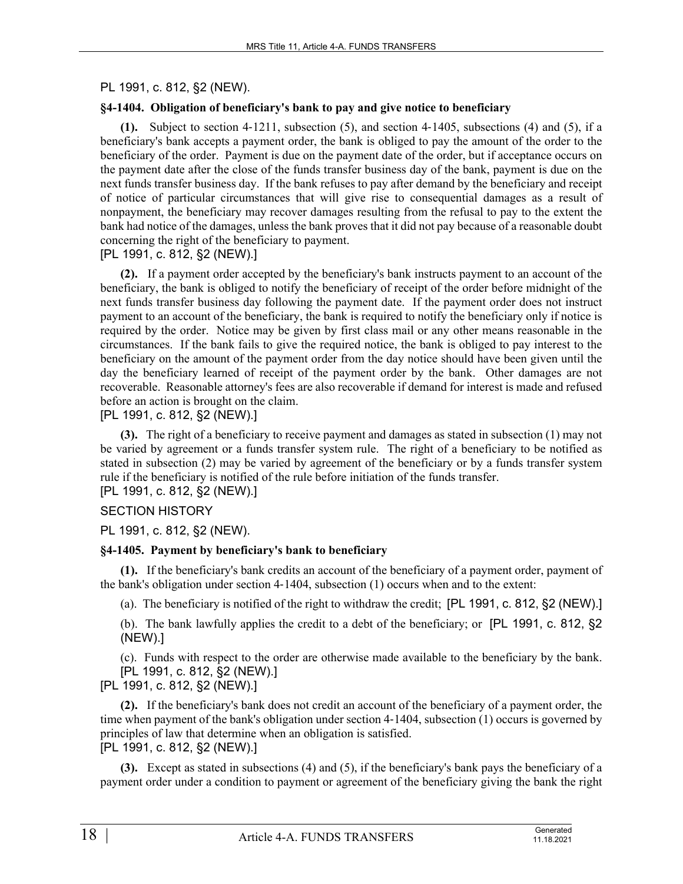PL 1991, c. 812, §2 (NEW).

### §4-1404. Obligation of beneficiary's bank to pay and give notice to beneficiary

**(1).** Subject to section 4-1211, subsection (5), and section 4-1405, subsections (4) and (5), if a beneficiary's bank accepts a payment order, the bank is obliged to pay the amount of the order to the beneficiary of the order. Payment is due on the payment date of the order, but if acceptance occurs on the payment date after the close of the funds transfer business day of the bank, payment is due on the next funds transfer business day. If the bank refuses to pay after demand by the beneficiary and receipt of notice of particular circumstances that will give rise to consequential damages as a result of nonpayment, the beneficiary may recover damages resulting from the refusal to pay to the extent the bank had notice of the damages, unless the bank proves that it did not pay because of a reasonable doubt concerning the right of the beneficiary to payment.

[PL 1991, c. 812, §2 (NEW).]

**(2).** If a payment order accepted by the beneficiary's bank instructs payment to an account of the beneficiary, the bank is obliged to notify the beneficiary of receipt of the order before midnight of the next funds transfer business day following the payment date. If the payment order does not instruct payment to an account of the beneficiary, the bank is required to notify the beneficiary only if notice is required by the order. Notice may be given by first class mail or any other means reasonable in the circumstances. If the bank fails to give the required notice, the bank is obliged to pay interest to the beneficiary on the amount of the payment order from the day notice should have been given until the day the beneficiary learned of receipt of the payment order by the bank. Other damages are not recoverable. Reasonable attorney's fees are also recoverable if demand for interest is made and refused before an action is brought on the claim.

[PL 1991, c. 812, §2 (NEW).]

**(3).** The right of a beneficiary to receive payment and damages as stated in subsection (1) may not be varied by agreement or a funds transfer system rule. The right of a beneficiary to be notified as stated in subsection (2) may be varied by agreement of the beneficiary or by a funds transfer system rule if the beneficiary is notified of the rule before initiation of the funds transfer.

[PL 1991, c. 812, §2 (NEW).]

SECTION HISTORY

PL 1991, c. 812, §2 (NEW).

### §4-1405. Payment by beneficiary's bank to beneficiary

**(1).** If the beneficiary's bank credits an account of the beneficiary of a payment order, payment of the bank's obligation under section 4-1404, subsection (1) occurs when and to the extent:

(a). The beneficiary is notified of the right to withdraw the credit; [PL 1991, c. 812, §2 (NEW).]

(b). The bank lawfully applies the credit to a debt of the beneficiary; or [PL 1991, c. 812, §2 (NEW).]

(c). Funds with respect to the order are otherwise made available to the beneficiary by the bank. [PL 1991, c. 812, §2 (NEW).]

[PL 1991, c. 812, §2 (NEW).]

**(2).** If the beneficiary's bank does not credit an account of the beneficiary of a payment order, the time when payment of the bank's obligation under section 4-1404, subsection (1) occurs is governed by principles of law that determine when an obligation is satisfied.

[PL 1991, c. 812, §2 (NEW).]

**(3).** Except as stated in subsections (4) and (5), if the beneficiary's bank pays the beneficiary of a payment order under a condition to payment or agreement of the beneficiary giving the bank the right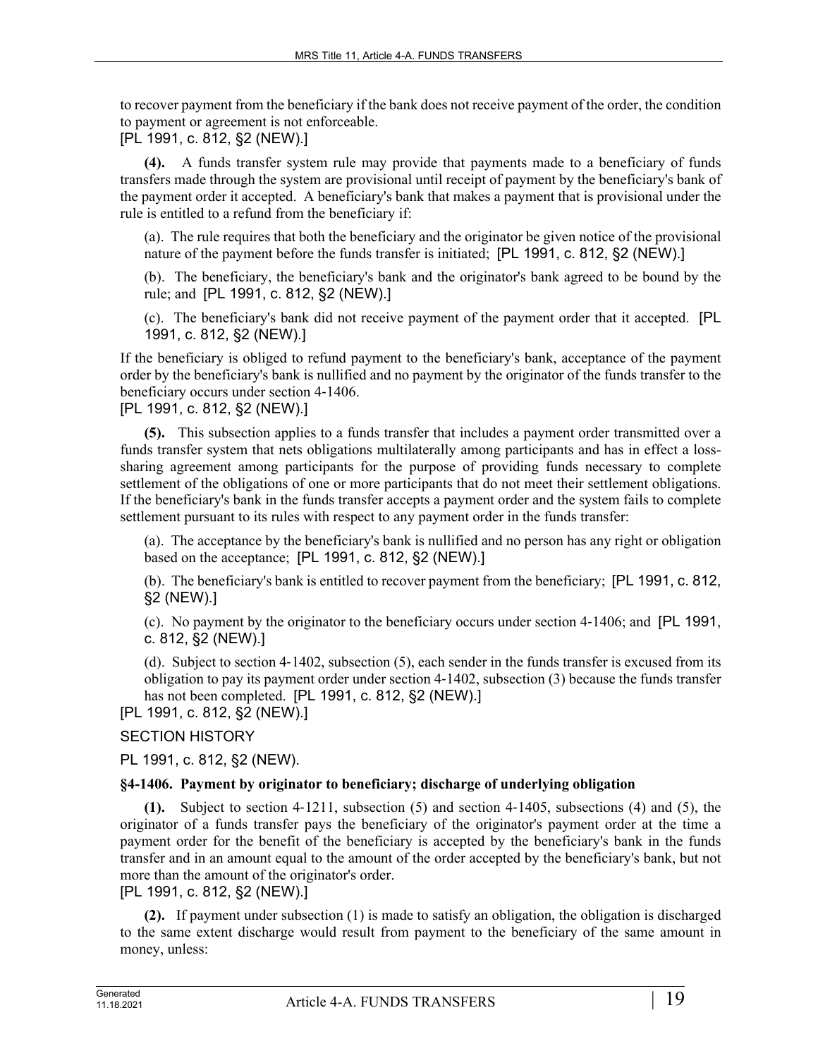to recover payment from the beneficiary if the bank does not receive payment of the order, the condition to payment or agreement is not enforceable.

[PL 1991, c. 812, §2 (NEW).]

**(4).** A funds transfer system rule may provide that payments made to a beneficiary of funds transfers made through the system are provisional until receipt of payment by the beneficiary's bank of the payment order it accepted. A beneficiary's bank that makes a payment that is provisional under the rule is entitled to a refund from the beneficiary if:

(a). The rule requires that both the beneficiary and the originator be given notice of the provisional nature of the payment before the funds transfer is initiated; [PL 1991, c. 812, §2 (NEW).]

(b). The beneficiary, the beneficiary's bank and the originator's bank agreed to be bound by the rule; and [PL 1991, c. 812, §2 (NEW).]

(c). The beneficiary's bank did not receive payment of the payment order that it accepted. [PL 1991, c. 812, §2 (NEW).]

If the beneficiary is obliged to refund payment to the beneficiary's bank, acceptance of the payment order by the beneficiary's bank is nullified and no payment by the originator of the funds transfer to the beneficiary occurs under section 4-1406.

[PL 1991, c. 812, §2 (NEW).]

**(5).** This subsection applies to a funds transfer that includes a payment order transmitted over a funds transfer system that nets obligations multilaterally among participants and has in effect a loss-sharing agreement among participants for the purpose of providing funds necessary to complete settlement of the obligations of one or more participants that do not meet their settlement obligations. If the beneficiary's bank in the funds transfer accepts a payment order and the system fails to complete settlement pursuant to its rules with respect to any payment order in the funds transfer:

(a). The acceptance by the beneficiary's bank is nullified and no person has any right or obligation based on the acceptance; [PL 1991, c. 812, §2 (NEW).]

(b). The beneficiary's bank is entitled to recover payment from the beneficiary; [PL 1991, c. 812, §2 (NEW).]

(c). No payment by the originator to the beneficiary occurs under section 4-1406; and [PL 1991, c. 812, §2 (NEW).]

(d). Subject to section 4-1402, subsection (5), each sender in the funds transfer is excused from its obligation to pay its payment order under section 4-1402, subsection (3) because the funds transfer has not been completed. [PL 1991, c. 812, §2 (NEW).]

[PL 1991, c. 812, §2 (NEW).]

SECTION HISTORY

PL 1991, c. 812, §2 (NEW).

**§4-1406. Payment by originator to beneficiary; discharge of underlying obligation**

**(1).** Subject to section 4-1211, subsection (5) and section 4-1405, subsections (4) and (5), the originator of a funds transfer pays the beneficiary of the originator's payment order at the time a payment order for the benefit of the beneficiary is accepted by the beneficiary's bank in the funds transfer and in an amount equal to the amount of the order accepted by the beneficiary's bank, but not more than the amount of the originator's order.

[PL 1991, c. 812, §2 (NEW).]

**(2).** If payment under subsection (1) is made to satisfy an obligation, the obligation is discharged to the same extent discharge would result from payment to the beneficiary of the same amount in money, unless: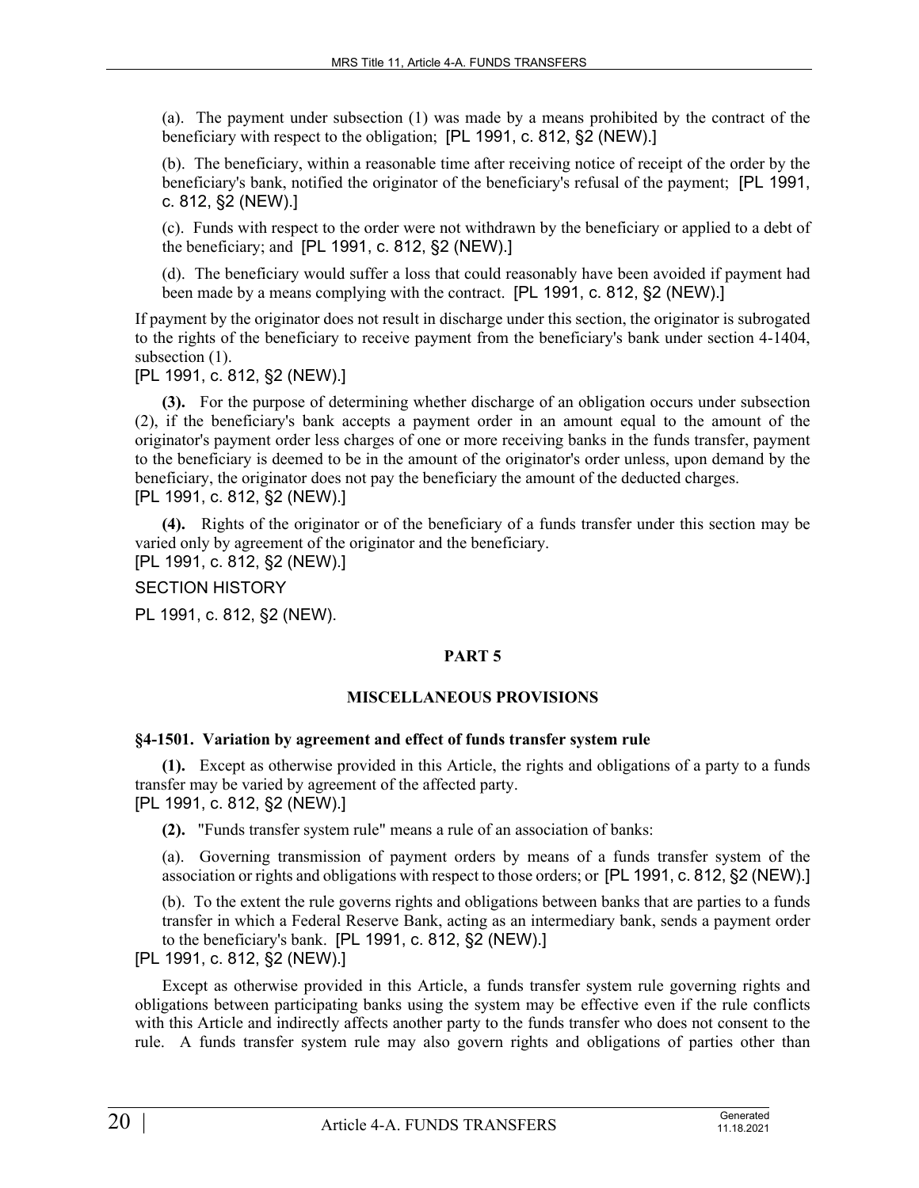(a). The payment under subsection (1) was made by a means prohibited by the contract of the beneficiary with respect to the obligation; [PL 1991, c. 812, §2 (NEW).]

(b). The beneficiary, within a reasonable time after receiving notice of receipt of the order by the beneficiary's bank, notified the originator of the beneficiary's refusal of the payment; [PL 1991, c. 812, §2 (NEW).]

(c). Funds with respect to the order were not withdrawn by the beneficiary or applied to a debt of the beneficiary; and [PL 1991, c. 812, §2 (NEW).]

(d). The beneficiary would suffer a loss that could reasonably have been avoided if payment had been made by a means complying with the contract. [PL 1991, c. 812, §2 (NEW).]

If payment by the originator does not result in discharge under this section, the originator is subrogated to the rights of the beneficiary to receive payment from the beneficiary's bank under section 4-1404, subsection (1).

[PL 1991, c. 812, §2 (NEW).]

**(3).** For the purpose of determining whether discharge of an obligation occurs under subsection (2), if the beneficiary's bank accepts a payment order in an amount equal to the amount of the originator's payment order less charges of one or more receiving banks in the funds transfer, payment to the beneficiary is deemed to be in the amount of the originator's order unless, upon demand by the beneficiary, the originator does not pay the beneficiary the amount of the deducted charges.

[PL 1991, c. 812, §2 (NEW).]

**(4).** Rights of the originator or of the beneficiary of a funds transfer under this section may be varied only by agreement of the originator and the beneficiary.

[PL 1991, c. 812, §2 (NEW).]

SECTION HISTORY

PL 1991, c. 812, §2 (NEW).

## PART 5

## MISCELLANEOUS PROVISIONS

### §4-1501. Variation by agreement and effect of funds transfer system rule

**(1).** Except as otherwise provided in this Article, the rights and obligations of a party to a funds transfer may be varied by agreement of the affected party.

[PL 1991, c. 812, §2 (NEW).]

**(2).** "Funds transfer system rule" means a rule of an association of banks:

(a). Governing transmission of payment orders by means of a funds transfer system of the association or rights and obligations with respect to those orders; or [PL 1991, c. 812, §2 (NEW).]

(b). To the extent the rule governs rights and obligations between banks that are parties to a funds transfer in which a Federal Reserve Bank, acting as an intermediary bank, sends a payment order to the beneficiary's bank. [PL 1991, c. 812, §2 (NEW).]

[PL 1991, c. 812, §2 (NEW).]

Except as otherwise provided in this Article, a funds transfer system rule governing rights and obligations between participating banks using the system may be effective even if the rule conflicts with this Article and indirectly affects another party to the funds transfer who does not consent to the rule. A funds transfer system rule may also govern rights and obligations of parties other than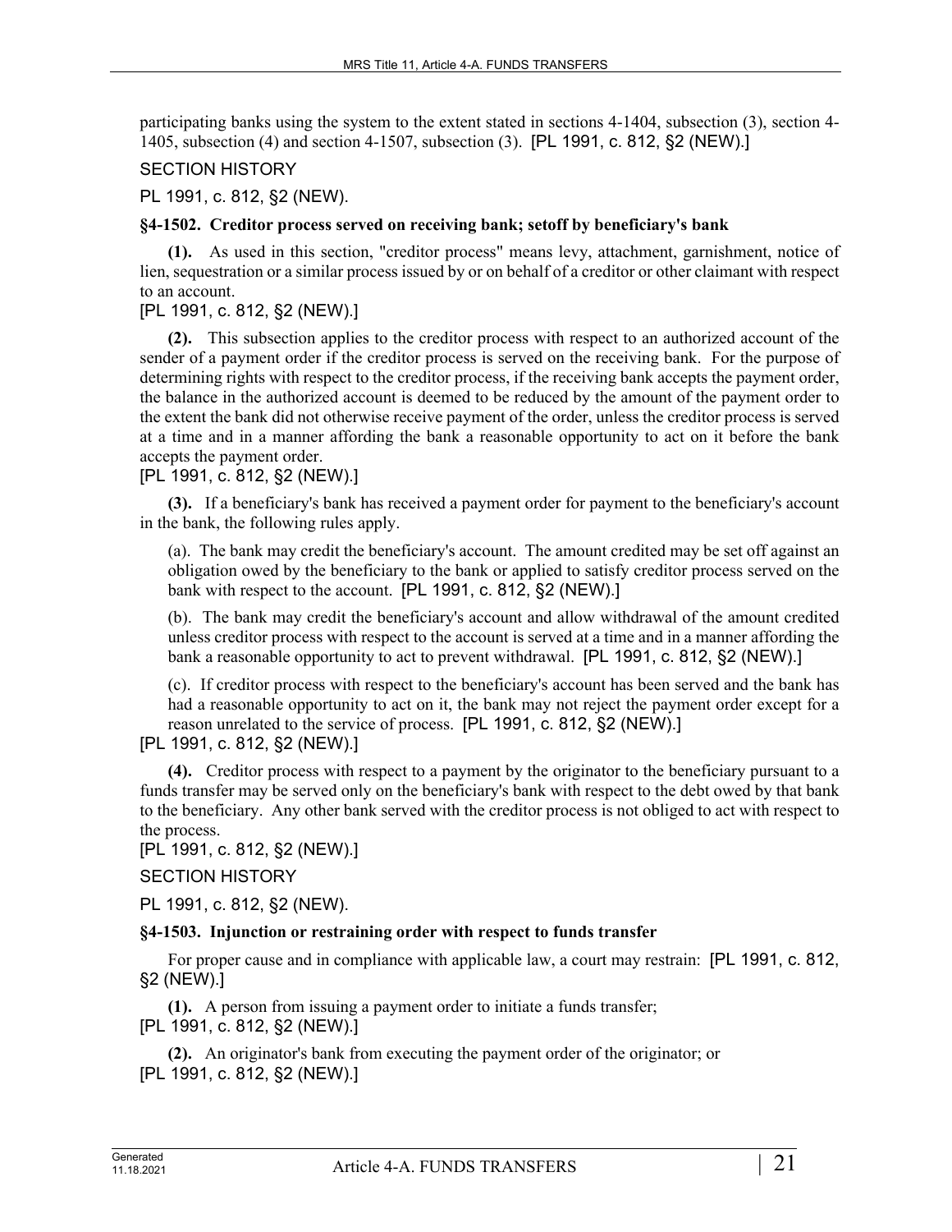participating banks using the system to the extent stated in sections 4-1404, subsection (3), section 4-1405, subsection (4) and section 4-1507, subsection (3). [PL 1991, c. 812, §2 (NEW).]

SECTION HISTORY

PL 1991, c. 812, §2 (NEW).

**§4-1502. Creditor process served on receiving bank; setoff by beneficiary's bank**

**(1).** As used in this section, "creditor process" means levy, attachment, garnishment, notice of lien, sequestration or a similar process issued by or on behalf of a creditor or other claimant with respect to an account.

[PL 1991, c. 812, §2 (NEW).]

**(2).** This subsection applies to the creditor process with respect to an authorized account of the sender of a payment order if the creditor process is served on the receiving bank. For the purpose of determining rights with respect to the creditor process, if the receiving bank accepts the payment order, the balance in the authorized account is deemed to be reduced by the amount of the payment order to the extent the bank did not otherwise receive payment of the order, unless the creditor process is served at a time and in a manner affording the bank a reasonable opportunity to act on it before the bank accepts the payment order.

[PL 1991, c. 812, §2 (NEW).]

**(3).** If a beneficiary's bank has received a payment order for payment to the beneficiary's account in the bank, the following rules apply.

(a). The bank may credit the beneficiary's account. The amount credited may be set off against an obligation owed by the beneficiary to the bank or applied to satisfy creditor process served on the bank with respect to the account. [PL 1991, c. 812, §2 (NEW).]

(b). The bank may credit the beneficiary's account and allow withdrawal of the amount credited unless creditor process with respect to the account is served at a time and in a manner affording the bank a reasonable opportunity to act to prevent withdrawal. [PL 1991, c. 812, §2 (NEW).]

(c). If creditor process with respect to the beneficiary's account has been served and the bank has had a reasonable opportunity to act on it, the bank may not reject the payment order except for a reason unrelated to the service of process. [PL 1991, c. 812, §2 (NEW).]

[PL 1991, c. 812, §2 (NEW).]

**(4).** Creditor process with respect to a payment by the originator to the beneficiary pursuant to a funds transfer may be served only on the beneficiary's bank with respect to the debt owed by that bank to the beneficiary. Any other bank served with the creditor process is not obliged to act with respect to the process.

[PL 1991, c. 812, §2 (NEW).]

SECTION HISTORY

PL 1991, c. 812, §2 (NEW).

**§4-1503. Injunction or restraining order with respect to funds transfer**

For proper cause and in compliance with applicable law, a court may restrain: [PL 1991, c. 812, §2 (NEW).]

**(1).** A person from issuing a payment order to initiate a funds transfer;

[PL 1991, c. 812, §2 (NEW).]

**(2).** An originator's bank from executing the payment order of the originator; or

[PL 1991, c. 812, §2 (NEW).]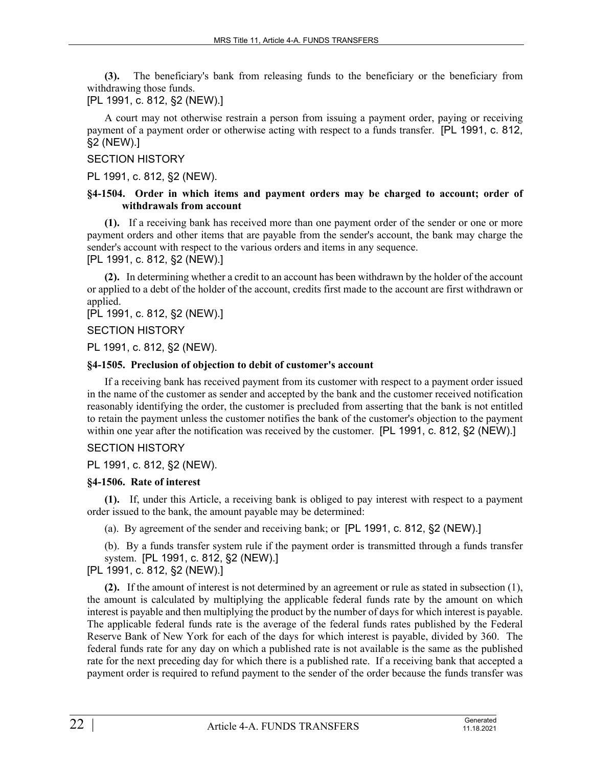**(3).** The beneficiary's bank from releasing funds to the beneficiary or the beneficiary from withdrawing those funds.

[PL 1991, c. 812, §2 (NEW).]

A court may not otherwise restrain a person from issuing a payment order, paying or receiving payment of a payment order or otherwise acting with respect to a funds transfer. [PL 1991, c. 812, §2 (NEW).]

SECTION HISTORY

PL 1991, c. 812, §2 (NEW).

### §4-1504. Order in which items and payment orders may be charged to account; order of withdrawals from account

**(1).** If a receiving bank has received more than one payment order of the sender or one or more payment orders and other items that are payable from the sender's account, the bank may charge the sender's account with respect to the various orders and items in any sequence.

[PL 1991, c. 812, §2 (NEW).]

**(2).** In determining whether a credit to an account has been withdrawn by the holder of the account or applied to a debt of the holder of the account, credits first made to the account are first withdrawn or applied.

[PL 1991, c. 812, §2 (NEW).]

SECTION HISTORY

PL 1991, c. 812, §2 (NEW).

### §4-1505. Preclusion of objection to debit of customer's account

If a receiving bank has received payment from its customer with respect to a payment order issued in the name of the customer as sender and accepted by the bank and the customer received notification reasonably identifying the order, the customer is precluded from asserting that the bank is not entitled to retain the payment unless the customer notifies the bank of the customer's objection to the payment within one year after the notification was received by the customer. [PL 1991, c. 812, §2 (NEW).]

SECTION HISTORY

PL 1991, c. 812, §2 (NEW).

### §4-1506. Rate of interest

**(1).** If, under this Article, a receiving bank is obliged to pay interest with respect to a payment order issued to the bank, the amount payable may be determined:

(a). By agreement of the sender and receiving bank; or [PL 1991, c. 812, §2 (NEW).]

(b). By a funds transfer system rule if the payment order is transmitted through a funds transfer system. [PL 1991, c. 812, §2 (NEW).]

[PL 1991, c. 812, §2 (NEW).]

**(2).** If the amount of interest is not determined by an agreement or rule as stated in subsection (1), the amount is calculated by multiplying the applicable federal funds rate by the amount on which interest is payable and then multiplying the product by the number of days for which interest is payable. The applicable federal funds rate is the average of the federal funds rates published by the Federal Reserve Bank of New York for each of the days for which interest is payable, divided by 360. The federal funds rate for any day on which a published rate is not available is the same as the published rate for the next preceding day for which there is a published rate. If a receiving bank that accepted a payment order is required to refund payment to the sender of the order because the funds transfer was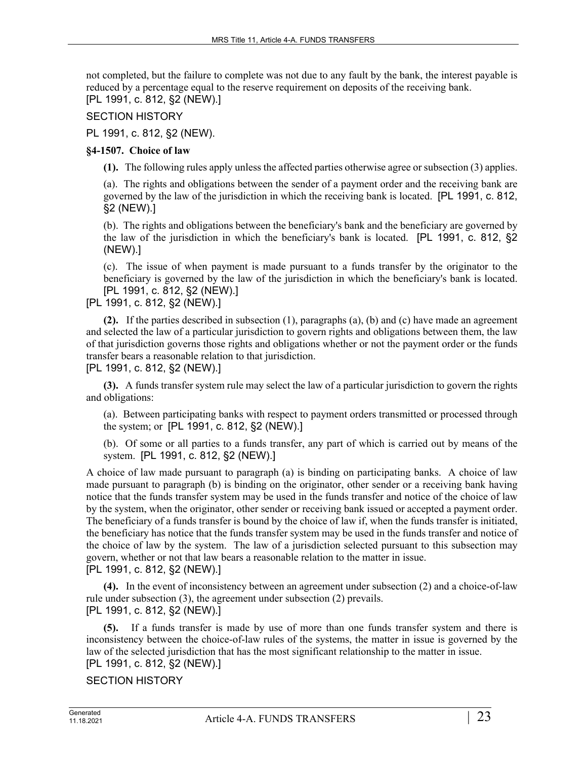not completed, but the failure to complete was not due to any fault by the bank, the interest payable is reduced by a percentage equal to the reserve requirement on deposits of the receiving bank.
[PL 1991, c. 812, §2 (NEW).]

SECTION HISTORY

PL 1991, c. 812, §2 (NEW).

**§4-1507. Choice of law**

**(1).** The following rules apply unless the affected parties otherwise agree or subsection (3) applies.

(a). The rights and obligations between the sender of a payment order and the receiving bank are governed by the law of the jurisdiction in which the receiving bank is located. [PL 1991, c. 812, §2 (NEW).]

(b). The rights and obligations between the beneficiary's bank and the beneficiary are governed by the law of the jurisdiction in which the beneficiary's bank is located. [PL 1991, c. 812, §2 (NEW).]

(c). The issue of when payment is made pursuant to a funds transfer by the originator to the beneficiary is governed by the law of the jurisdiction in which the beneficiary's bank is located. [PL 1991, c. 812, §2 (NEW).]

[PL 1991, c. 812, §2 (NEW).]

**(2).** If the parties described in subsection (1), paragraphs (a), (b) and (c) have made an agreement and selected the law of a particular jurisdiction to govern rights and obligations between them, the law of that jurisdiction governs those rights and obligations whether or not the payment order or the funds transfer bears a reasonable relation to that jurisdiction.
[PL 1991, c. 812, §2 (NEW).]

**(3).** A funds transfer system rule may select the law of a particular jurisdiction to govern the rights and obligations:

(a). Between participating banks with respect to payment orders transmitted or processed through the system; or [PL 1991, c. 812, §2 (NEW).]

(b). Of some or all parties to a funds transfer, any part of which is carried out by means of the system. [PL 1991, c. 812, §2 (NEW).]

A choice of law made pursuant to paragraph (a) is binding on participating banks. A choice of law made pursuant to paragraph (b) is binding on the originator, other sender or a receiving bank having notice that the funds transfer system may be used in the funds transfer and notice of the choice of law by the system, when the originator, other sender or receiving bank issued or accepted a payment order. The beneficiary of a funds transfer is bound by the choice of law if, when the funds transfer is initiated, the beneficiary has notice that the funds transfer system may be used in the funds transfer and notice of the choice of law by the system. The law of a jurisdiction selected pursuant to this subsection may govern, whether or not that law bears a reasonable relation to the matter in issue.
[PL 1991, c. 812, §2 (NEW).]

**(4).** In the event of inconsistency between an agreement under subsection (2) and a choice-of-law rule under subsection (3), the agreement under subsection (2) prevails.
[PL 1991, c. 812, §2 (NEW).]

**(5).** If a funds transfer is made by use of more than one funds transfer system and there is inconsistency between the choice-of-law rules of the systems, the matter in issue is governed by the law of the selected jurisdiction that has the most significant relationship to the matter in issue.
[PL 1991, c. 812, §2 (NEW).]

SECTION HISTORY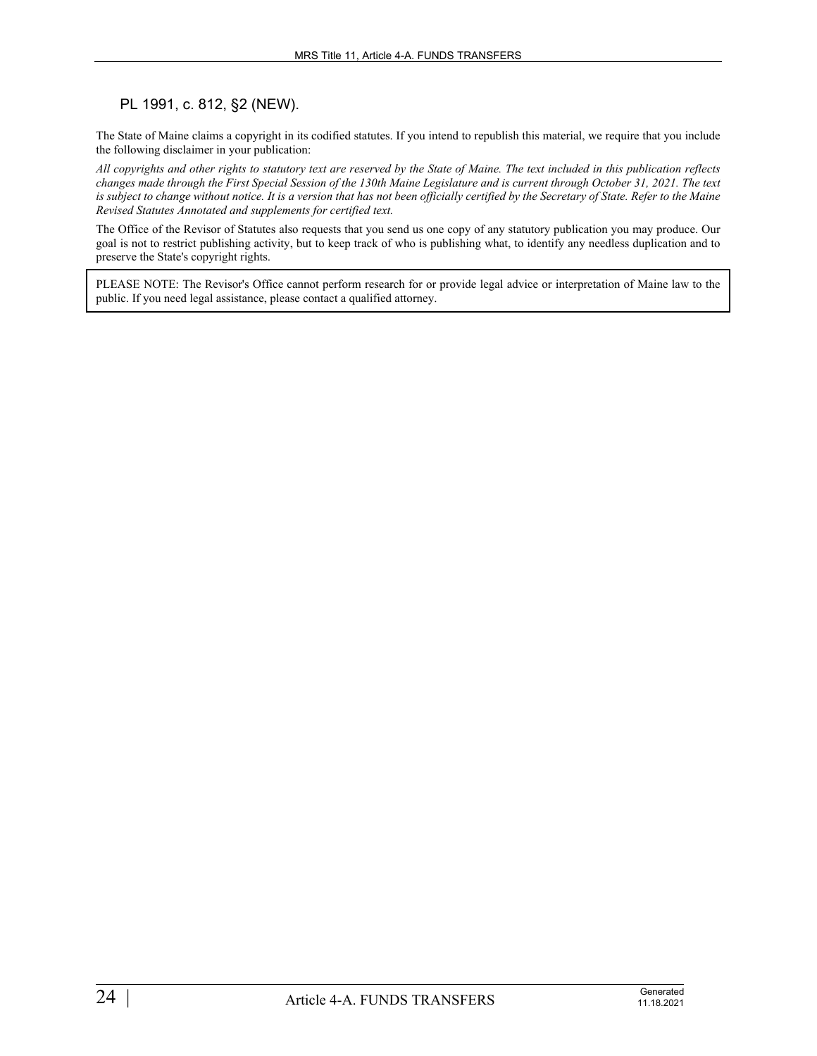PL 1991, c. 812, §2 (NEW).

The State of Maine claims a copyright in its codified statutes. If you intend to republish this material, we require that you include the following disclaimer in your publication:

*All copyrights and other rights to statutory text are reserved by the State of Maine. The text included in this publication reflects changes made through the First Special Session of the 130th Maine Legislature and is current through October 31, 2021. The text is subject to change without notice. It is a version that has not been officially certified by the Secretary of State. Refer to the Maine Revised Statutes Annotated and supplements for certified text.*

The Office of the Revisor of Statutes also requests that you send us one copy of any statutory publication you may produce. Our goal is not to restrict publishing activity, but to keep track of who is publishing what, to identify any needless duplication and to preserve the State's copyright rights.

PLEASE NOTE: The Revisor's Office cannot perform research for or provide legal advice or interpretation of Maine law to the public. If you need legal assistance, please contact a qualified attorney.